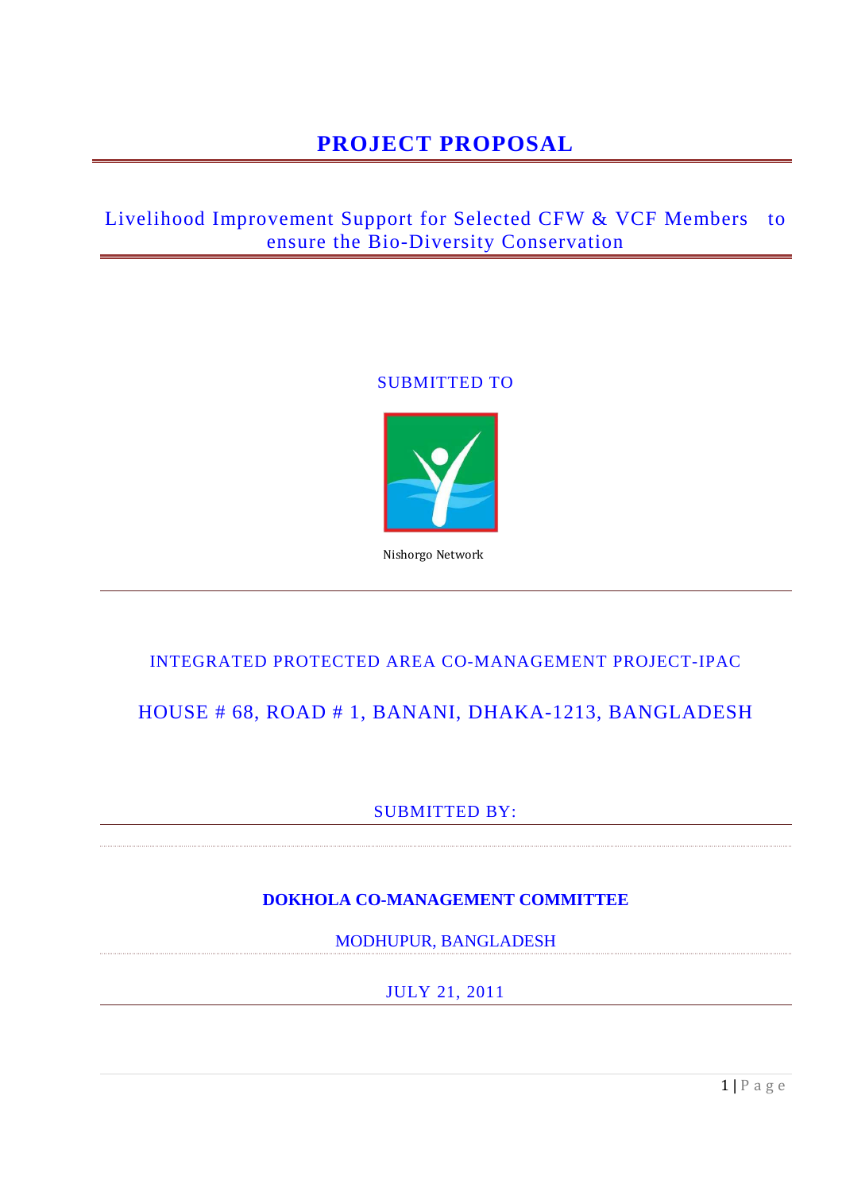# PROJECT PROPOSAL

## Livelihood Improvement Support for Selected CFW & VCF Members to ensure the Bio-Diversity Conservation

SUBMITTED TO

Nishorgo Network

INTEGRATED PROTECTED AREA CO-MANAGEMENT PROJECT-IPAC

HOUSE # 68, ROAD # 1, BANANI, DHAKA-1213, BANGLADESH

SUBMITTED BY:

**DOKHOLA CO-MANAGEMENT COMMITTEE**

MODHUPUR, BANGLADESH

JULY 21, 2011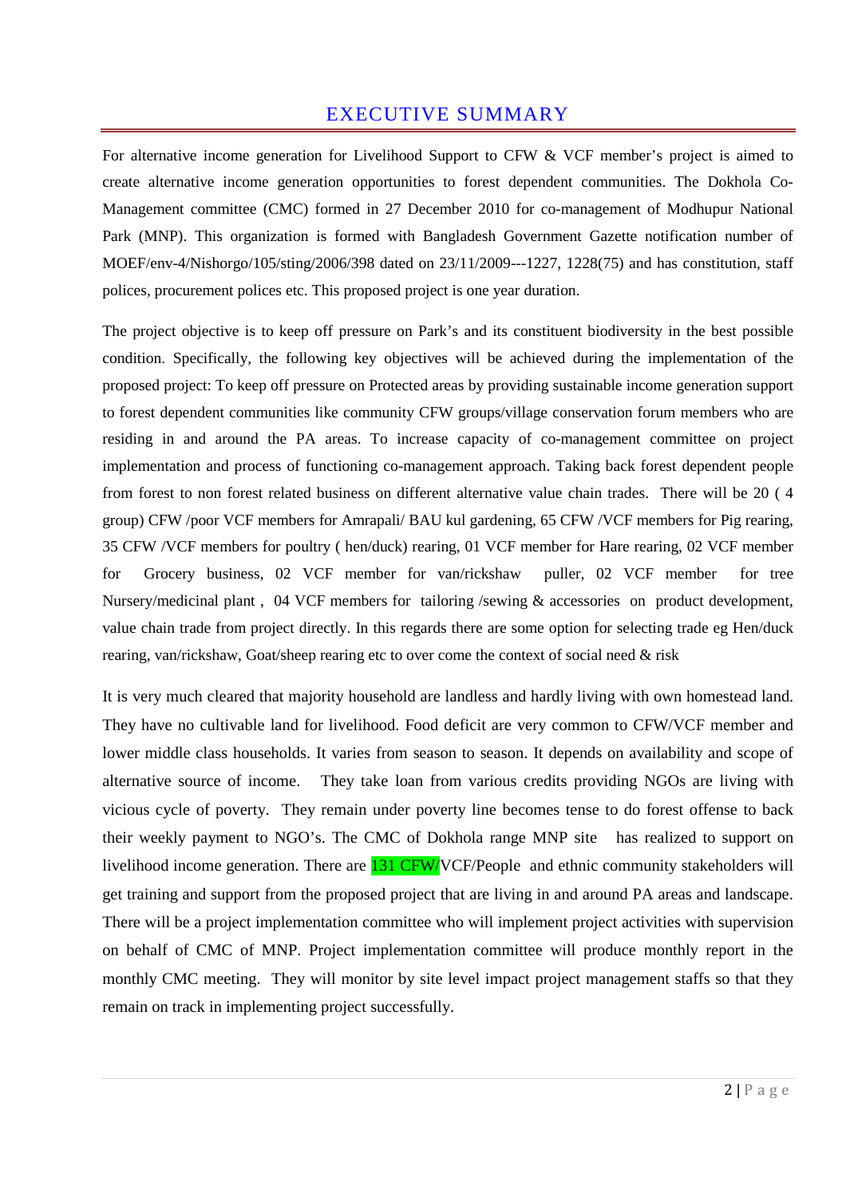# EXECUTIVE SUMMARY

For alternative income generation for Livelihood Support to CFW & VCF member's project is aimed to create alternative income generation opportunities to forest dependent communities. The Dokhola Co-Management committee (CMC) formed in 27 December 2010 for co-management of Modhupur National Park (MNP). This organization is formed with Bangladesh Government Gazette notification number of MOEF/env-4/Nishorgo/105/sting/2006/398 dated on 23/11/2009---1227, 1228(75) and has constitution, staff polices, procurement polices etc. This proposed project is one year duration.

The project objective is to keep off pressure on Park's and its constituent biodiversity in the best possible condition. Specifically, the following key objectives will be achieved during the implementation of the proposed project: To keep off pressure on Protected areas by providing sustainable income generation support to forest dependent communities like community CFW groups/village conservation forum members who are residing in and around the PA areas. To increase capacity of co-management committee on project implementation and process of functioning co-management approach. Taking back forest dependent people from forest to non forest related business on different alternative value chain trades. There will be 20 ( 4 group) CFW /poor VCF members for Amrapali/ BAU kul gardening, 65 CFW /VCF members for Pig rearing, 35 CFW /VCF members for poultry ( hen/duck) rearing, 01 VCF member for Hare rearing, 02 VCF member for Grocery business, 02 VCF member for van/rickshaw puller, 02 VCF member for tree Nursery/medicinal plant , 04 VCF members for tailoring /sewing & accessories on product development, value chain trade from project directly. In this regards there are some option for selecting trade eg Hen/duck rearing, van/rickshaw, Goat/sheep rearing etc to over come the context of social need & risk

It is very much cleared that majority household are landless and hardly living with own homestead land. They have no cultivable land for livelihood. Food deficit are very common to CFW/VCF member and lower middle class households. It varies from season to season. It depends on availability and scope of alternative source of income. They take loan from various credits providing NGOs are living with vicious cycle of poverty. They remain under poverty line becomes tense to do forest offense to back their weekly payment to NGO's. The CMC of Dokhola range MNP site has realized to support on livelihood income generation. There are 131 CFW/VCF/People and ethnic community stakeholders will get training and support from the proposed project that are living in and around PA areas and landscape. There will be a project implementation committee who will implement project activities with supervision on behalf of CMC of MNP. Project implementation committee will produce monthly report in the monthly CMC meeting. They will monitor by site level impact project management staffs so that they remain on track in implementing project successfully.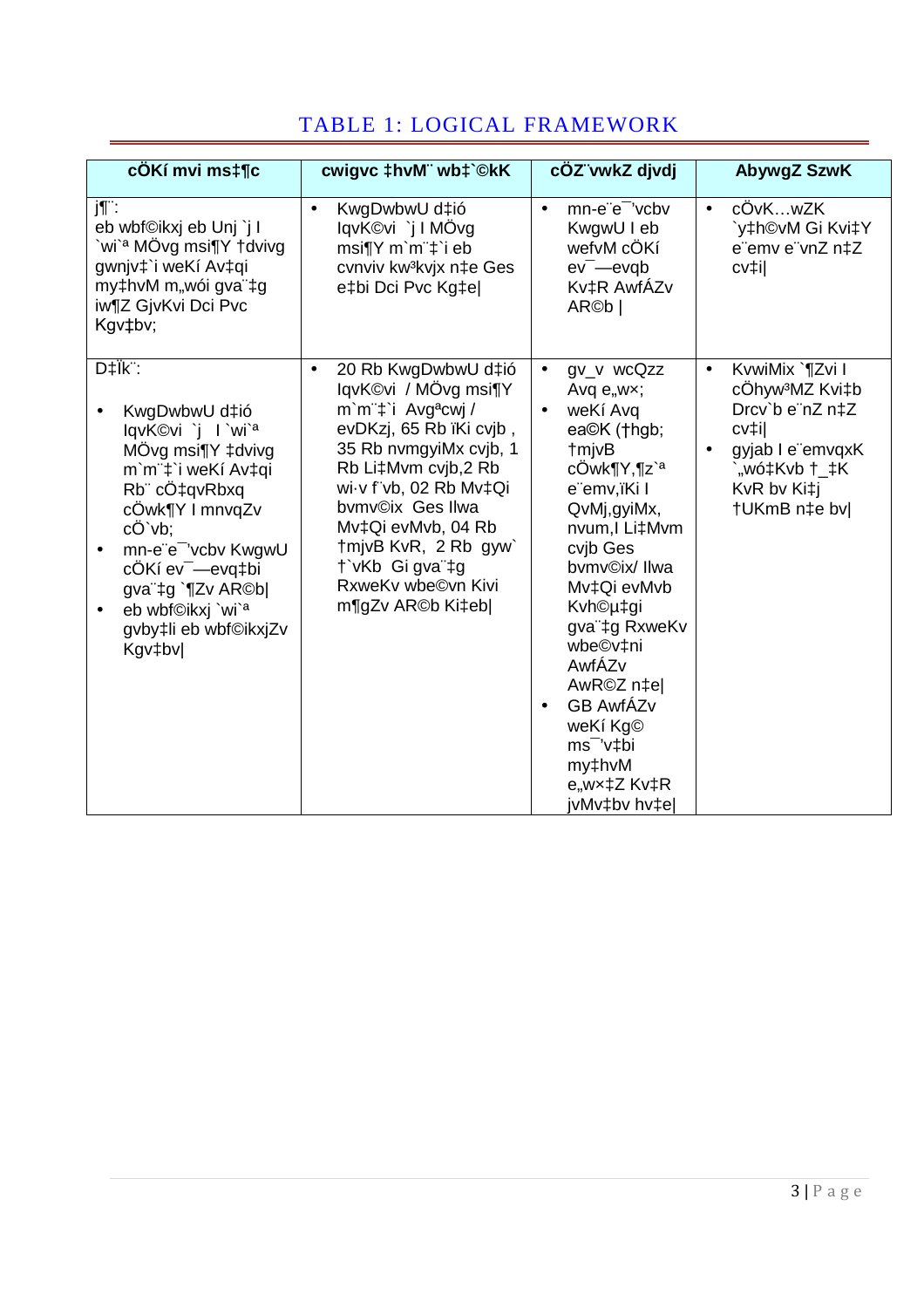## TABLE 1: LOGICAL FRAMEWORK

| cÖKí mvi ms‡¶c | cwigvc ‡hvM¨ wb‡`©kK | cÖZ¨vwkZ djvdj | AbywgZ SzwK |
|---|---|---|---|
| j¶¨:<br>eb wbf©ikxj eb Unj `j I `wi`ª MÖvg msi¶Y †dvivg gwnjv‡`i weKí Av‡qi my‡hvM m„wói gva¨‡g iw¶Z GjvKvi Dci Pvc Kgv‡bv; | • KwgDwbwU d‡ió IqvK©vi `j I MÖvg msi¶Y m`m¨‡`i eb cvnviv kw³kvjx n‡e Ges e‡bi Dci Pvc Kg‡e\| | • mn-e¨e¯'vcbv KwgwU I eb wefvM cÖKí ev¯—evqb Kv‡R AwfÁZv AR©b \| | • cÖvK…wZK `y‡h©vM Gi Kvi‡Y e¨emv e¨vnZ n‡Z cv‡i\| |
| D‡Ïk¨:<br>• KwgDwbwU d‡ió IqvK©vi `j I `wi`ª MÖvg msi¶Y ‡dvivg m`m¨‡`i weKí Av‡qi Rb¨ cÖ‡qvRbxq cÖwk¶Y I mnvqZv cÖ`vb;<br>• mn-e¨e¯'vcbv KwgwU cÖKí ev¯—evq‡bi gva¨‡g `¶Zv AR©b\|<br>• eb wbf©ikxj `wi`ª gvby‡li eb wbf©ikxjZv Kgv‡bv\| | • 20 Rb KwgDwbwU d‡ió IqvK©vi / MÖvg msi¶Y m`m¨‡`i Avgªcwj / evDKzj, 65 Rb ïKi cvjb , 35 Rb nvmgyiMx cvjb, 1 Rb Li‡Mvm cvjb,2 Rb wi·v f¨vb, 02 Rb Mv‡Qi bvmv©ix Ges Ilwa Mv‡Qi evMvb, 04 Rb †mjvB KvR, 2 Rb gyw` †`vKb Gi gva¨‡g RxweKv wbe©vn Kivi m¶gZv AR©b Ki‡eb\| | • gv\_v wcQzz Avq e„w×;<br>• weKí Avq ea©K (†hgb; †mjvB cÖwk¶Y,¶z`ª e¨emv,ïKi I QvMj,gyiMx, nvum,I Li‡Mvm cvjb Ges bvmv©ix/ Ilwa Mv‡Qi evMvb Kvh©µ‡gi gva¨‡g RxweKv wbe©v‡ni AwfÁZv AR©Z n‡e\|<br>• GB AwfÁZv weKí Kg© ms¯'v‡bi my‡hvM e„w×‡Z Kv‡R jvMv‡bv hv‡e\| | • KvwiMix `¶Zvi I cÖhyw³MZ Kvi‡b Drcv`b e¨nZ n‡Z cv‡i\|<br>• gyjab I e¨emvqxK `„wó‡Kvb †\_‡K KvR bv Ki‡j †UKmB n‡e bv\| |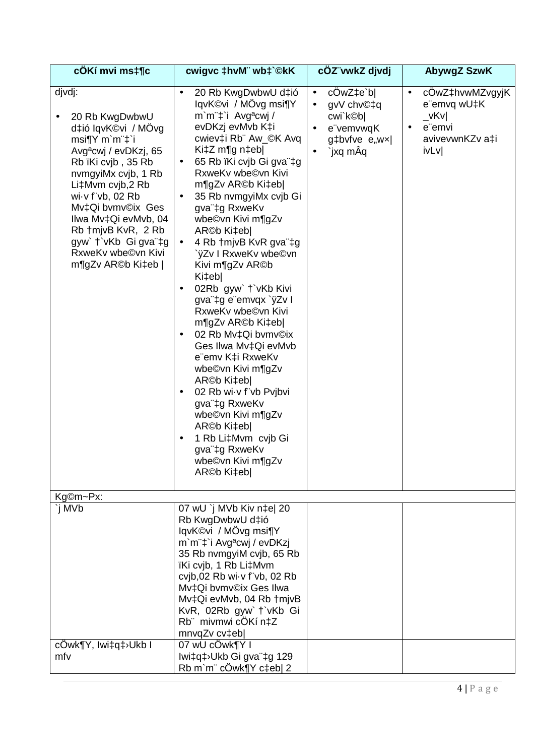| cÖKí mvi ms‡¶c | cwigvc ‡hvM¨ wb‡`©kK | cÖZ¨vwkZ djvdj | AbywgZ SzwK |
|---|---|---|---|
| djvdj:<br><br>• 20 Rb KwgDwbwU d‡ió IqvK©vi / MÖvg msi¶Y m`m¨‡`i Avgªcwj / evDKzj, 65 Rb ïKi cvjb , 35 Rb nvmgyiMx cvjb, 1 Rb Li‡Mvm cvjb,2 Rb wi·v f¨vb, 02 Rb Mv‡Qi bvmv©ix Ges Ilwa Mv‡Qi evMvb, 04 Rb †mjvB KvR, 2 Rb gyw` †`vKb Gi gva¨‡g RxweKv wbe©vn Kivi m¶gZv AR©b Ki‡eb \| | • 20 Rb KwgDwbwU d‡ió IqvK©vi / MÖvg msi¶Y m`m¨‡`i Avgªcwj / evDKzj evMvb K‡i cwiev‡i Rb¨ Aw\_©K Avq Ki‡Z m¶g n‡eb\|<br>• 65 Rb ïKi cvjb Gi gva¨‡g RxweKv wbe©vn Kivi m¶gZv AR©b Ki‡eb\|<br>• 35 Rb nvmgyiMx cvjb Gi gva¨‡g RxweKv wbe©vn Kivi m¶gZv AR©b Ki‡eb\|<br>• 4 Rb †mjvB KvR gva¨‡g `ÿZv I RxweKv wbe©vn Kivi m¶gZv AR©b Ki‡eb\|<br>• 02Rb gyw` †`vKb Kivi gva¨‡g e¨emvqx `ÿZv I RxweKv wbe©vn Kivi m¶gZv AR©b Ki‡eb\|<br>• 02 Rb Mv‡Qi bvmv©ix Ges Ilwa Mv‡Qi evMvb e¨emv K‡i RxweKv wbe©vn Kivi m¶gZv AR©b Ki‡eb\|<br>• 02 Rb wi·v f¨vb Pvjbvi gva¨‡g RxweKv wbe©vn Kivi m¶gZv AR©b Ki‡eb\|<br>• 1 Rb Li‡Mvm cvjb Gi gva¨‡g RxweKv wbe©vn Kivi m¶gZv AR©b Ki‡eb\| | • cÖwZ‡e`b\|<br>• gvV chv©‡q cwi`k©b\|<br>• e¨vemvwqK g‡bvfve e„w×\|<br>• `jxq mÂq | • cÖwZ‡hvwMZvgyjK e¨emvq wU‡K \_vKv\|<br>• e¨emvi avivevwnKZv a‡i ivLv\| |
| Kg©m~Px: | | | |
| `j MVb | 07 wU `j MVb Kiv n‡e\| 20 Rb KwgDwbwU d‡ió IqvK©vi / MÖvg msi¶Y m`m¨‡`i Avgªcwj / evDKzj 35 Rb nvmgyiM cvjb, 65 Rb ïKi cvjb, 1 Rb Li‡Mvm cvjb,02 Rb wi·v f¨vb, 02 Rb Mv‡Qi bvmv©ix Ges Ilwa Mv‡Qi evMvb, 04 Rb †mjvB KvR, 02Rb gyw` †`vKb Gi Rb¨ mivmwi cÖKí n‡Z mnvqZv cv‡eb\| | | |
| cÖwk¶Y, Iwi‡q‡›Ukb I mfv | 07 wU cÖwk¶Y I Iwi‡q‡›Ukb Gi gva¨‡g 129 Rb m`m¨ cÖwk¶Y c‡eb\| 2 | | |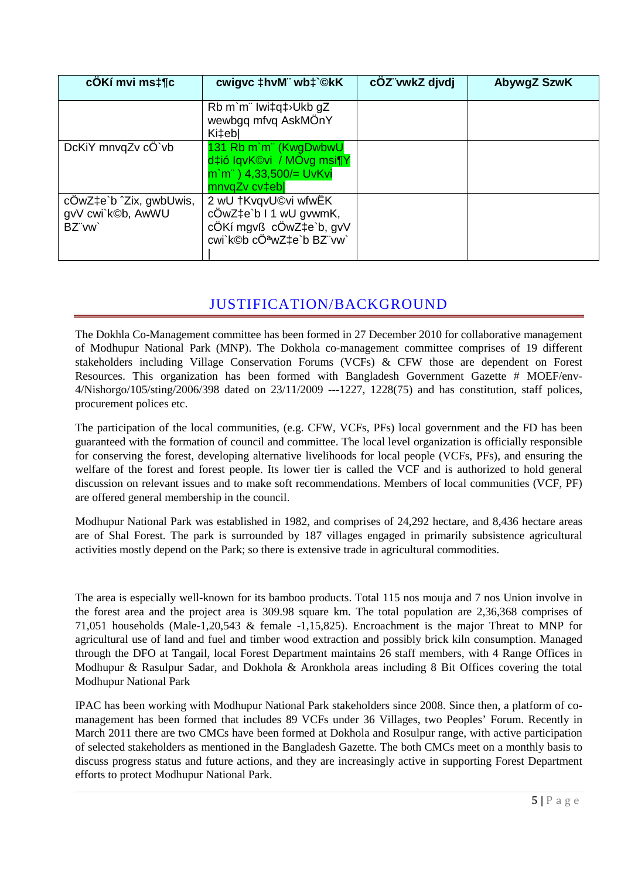| cÖKí mvi ms‡¶c | cwigvc ‡hvM¨ wb‡`©kK | cÖZ¨vwkZ djvdj | AbywgZ SzwK |
|---|---|---|---|
| | Rb m`m¨ Iwi‡q‡›Ukb gZ wewbgq mfvq AskMÖnY Ki‡eb| | | |
| DcKiY mnvqZv cÖ`vb | 131 Rb m`m¨ (KwgDwbwU d‡ió IqvK©vi / MÖvg msi¶Y m`m¨ ) 4,33,500/= UvKvi mnvqZv cv‡eb| | | |
| cÖwZ‡e`b ˆZix, gwbUwis, gvV cwi`k©b, AwWU BZ¨vw` | 2 wU †KvqvU©vi wfwËK cÖwZ‡e`b I 1 wU gvwmK, cÖKí mgvß cÖwZ‡e`b, gvV cwi`k©b cÖªwZ‡e`b BZ¨vw` \| | | |

## JUSTIFICATION/BACKGROUND

The Dokhla Co-Management committee has been formed in 27 December 2010 for collaborative management of Modhupur National Park (MNP). The Dokhola co-management committee comprises of 19 different stakeholders including Village Conservation Forums (VCFs) & CFW those are dependent on Forest Resources. This organization has been formed with Bangladesh Government Gazette # MOEF/env-4/Nishorgo/105/sting/2006/398 dated on 23/11/2009 ---1227, 1228(75) and has constitution, staff polices, procurement polices etc.

The participation of the local communities, (e.g. CFW, VCFs, PFs) local government and the FD has been guaranteed with the formation of council and committee. The local level organization is officially responsible for conserving the forest, developing alternative livelihoods for local people (VCFs, PFs), and ensuring the welfare of the forest and forest people. Its lower tier is called the VCF and is authorized to hold general discussion on relevant issues and to make soft recommendations. Members of local communities (VCF, PF) are offered general membership in the council.

Modhupur National Park was established in 1982, and comprises of 24,292 hectare, and 8,436 hectare areas are of Shal Forest. The park is surrounded by 187 villages engaged in primarily subsistence agricultural activities mostly depend on the Park; so there is extensive trade in agricultural commodities.

The area is especially well-known for its bamboo products. Total 115 nos mouja and 7 nos Union involve in the forest area and the project area is 309.98 square km. The total population are 2,36,368 comprises of 71,051 households (Male-1,20,543 & female -1,15,825). Encroachment is the major Threat to MNP for agricultural use of land and fuel and timber wood extraction and possibly brick kiln consumption. Managed through the DFO at Tangail, local Forest Department maintains 26 staff members, with 4 Range Offices in Modhupur & Rasulpur Sadar, and Dokhola & Aronkhola areas including 8 Bit Offices covering the total Modhupur National Park

IPAC has been working with Modhupur National Park stakeholders since 2008. Since then, a platform of co-management has been formed that includes 89 VCFs under 36 Villages, two Peoples' Forum. Recently in March 2011 there are two CMCs have been formed at Dokhola and Rosulpur range, with active participation of selected stakeholders as mentioned in the Bangladesh Gazette. The both CMCs meet on a monthly basis to discuss progress status and future actions, and they are increasingly active in supporting Forest Department efforts to protect Modhupur National Park.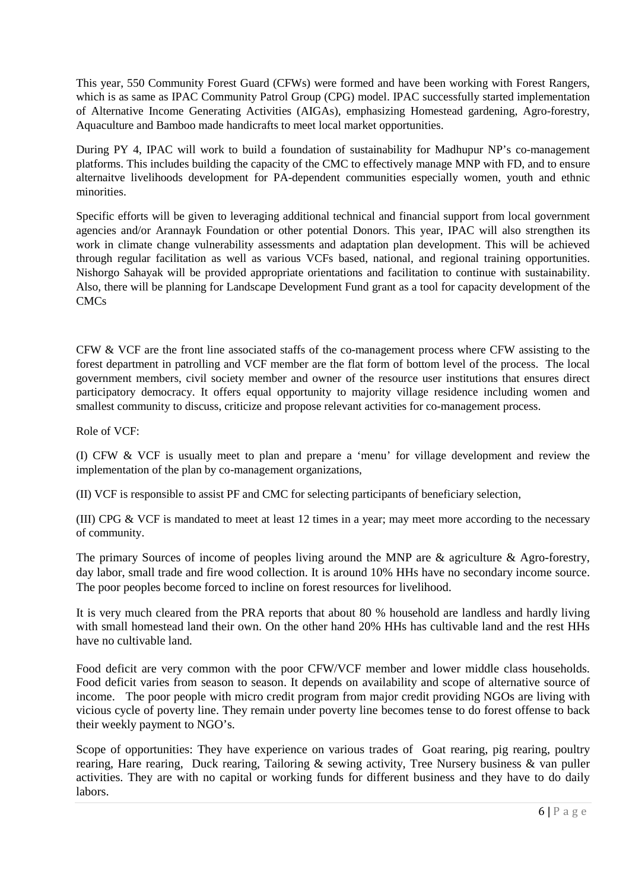This year, 550 Community Forest Guard (CFWs) were formed and have been working with Forest Rangers, which is as same as IPAC Community Patrol Group (CPG) model. IPAC successfully started implementation of Alternative Income Generating Activities (AIGAs), emphasizing Homestead gardening, Agro-forestry, Aquaculture and Bamboo made handicrafts to meet local market opportunities.

During PY 4, IPAC will work to build a foundation of sustainability for Madhupur NP's co-management platforms. This includes building the capacity of the CMC to effectively manage MNP with FD, and to ensure alternaitve livelihoods development for PA-dependent communities especially women, youth and ethnic minorities.

Specific efforts will be given to leveraging additional technical and financial support from local government agencies and/or Arannayk Foundation or other potential Donors. This year, IPAC will also strengthen its work in climate change vulnerability assessments and adaptation plan development. This will be achieved through regular facilitation as well as various VCFs based, national, and regional training opportunities. Nishorgo Sahayak will be provided appropriate orientations and facilitation to continue with sustainability. Also, there will be planning for Landscape Development Fund grant as a tool for capacity development of the CMCs

CFW & VCF are the front line associated staffs of the co-management process where CFW assisting to the forest department in patrolling and VCF member are the flat form of bottom level of the process. The local government members, civil society member and owner of the resource user institutions that ensures direct participatory democracy. It offers equal opportunity to majority village residence including women and smallest community to discuss, criticize and propose relevant activities for co-management process.

Role of VCF:

(I) CFW & VCF is usually meet to plan and prepare a 'menu' for village development and review the implementation of the plan by co-management organizations,

(II) VCF is responsible to assist PF and CMC for selecting participants of beneficiary selection,

(III) CPG & VCF is mandated to meet at least 12 times in a year; may meet more according to the necessary of community.

The primary Sources of income of peoples living around the MNP are & agriculture & Agro-forestry, day labor, small trade and fire wood collection. It is around 10% HHs have no secondary income source. The poor peoples become forced to incline on forest resources for livelihood.

It is very much cleared from the PRA reports that about 80 % household are landless and hardly living with small homestead land their own. On the other hand 20% HHs has cultivable land and the rest HHs have no cultivable land.

Food deficit are very common with the poor CFW/VCF member and lower middle class households. Food deficit varies from season to season. It depends on availability and scope of alternative source of income. The poor people with micro credit program from major credit providing NGOs are living with vicious cycle of poverty line. They remain under poverty line becomes tense to do forest offense to back their weekly payment to NGO's.

Scope of opportunities: They have experience on various trades of Goat rearing, pig rearing, poultry rearing, Hare rearing, Duck rearing, Tailoring & sewing activity, Tree Nursery business & van puller activities. They are with no capital or working funds for different business and they have to do daily labors.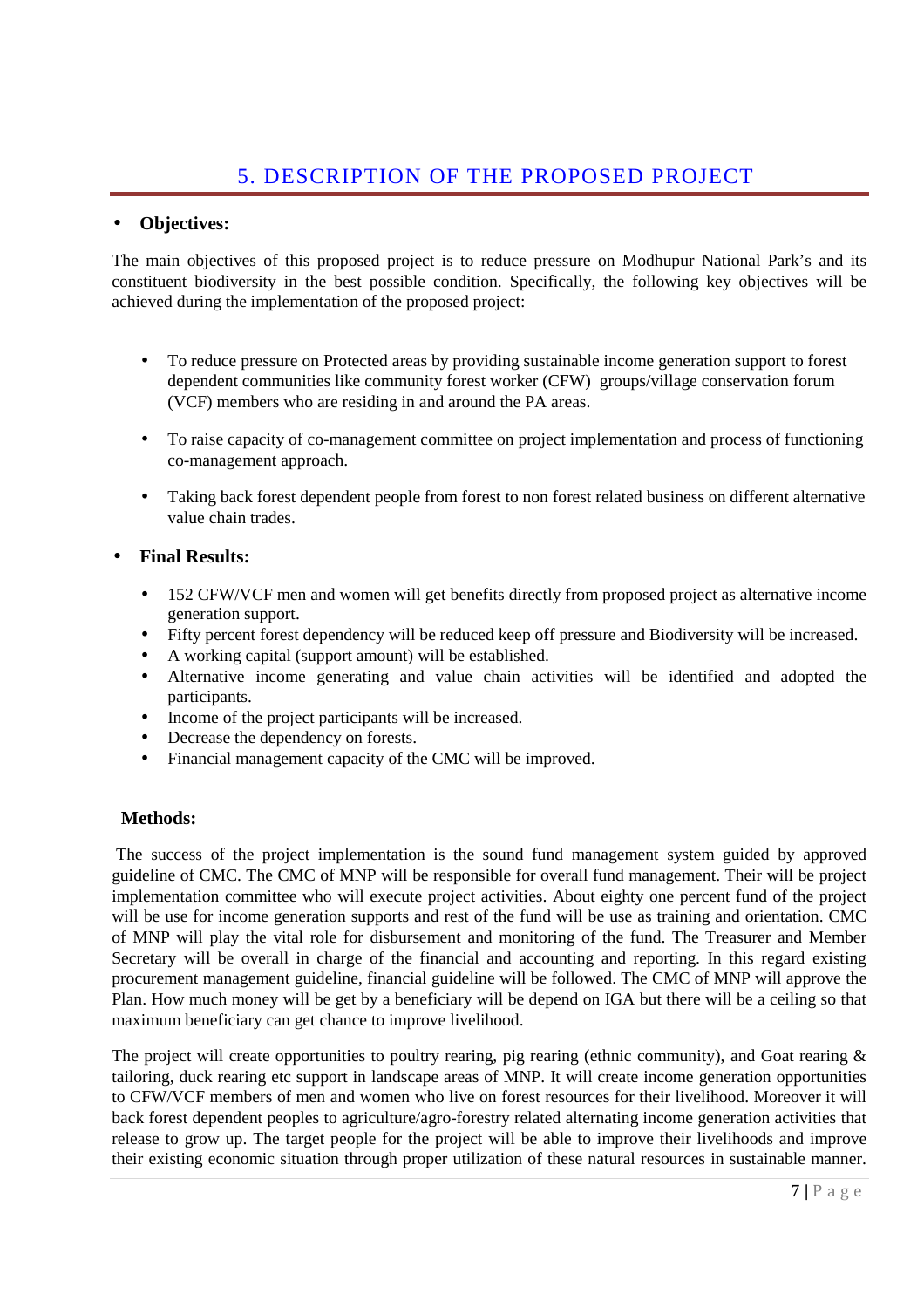# 5. DESCRIPTION OF THE PROPOSED PROJECT

- **Objectives:**

The main objectives of this proposed project is to reduce pressure on Modhupur National Park's and its constituent biodiversity in the best possible condition. Specifically, the following key objectives will be achieved during the implementation of the proposed project:

- To reduce pressure on Protected areas by providing sustainable income generation support to forest dependent communities like community forest worker (CFW) groups/village conservation forum (VCF) members who are residing in and around the PA areas.
- To raise capacity of co-management committee on project implementation and process of functioning co-management approach.
- Taking back forest dependent people from forest to non forest related business on different alternative value chain trades.

- **Final Results:**
  - 152 CFW/VCF men and women will get benefits directly from proposed project as alternative income generation support.
  - Fifty percent forest dependency will be reduced keep off pressure and Biodiversity will be increased.
  - A working capital (support amount) will be established.
  - Alternative income generating and value chain activities will be identified and adopted the participants.
  - Income of the project participants will be increased.
  - Decrease the dependency on forests.
  - Financial management capacity of the CMC will be improved.

**Methods:**

The success of the project implementation is the sound fund management system guided by approved guideline of CMC. The CMC of MNP will be responsible for overall fund management. Their will be project implementation committee who will execute project activities. About eighty one percent fund of the project will be use for income generation supports and rest of the fund will be use as training and orientation. CMC of MNP will play the vital role for disbursement and monitoring of the fund. The Treasurer and Member Secretary will be overall in charge of the financial and accounting and reporting. In this regard existing procurement management guideline, financial guideline will be followed. The CMC of MNP will approve the Plan. How much money will be get by a beneficiary will be depend on IGA but there will be a ceiling so that maximum beneficiary can get chance to improve livelihood.

The project will create opportunities to poultry rearing, pig rearing (ethnic community), and Goat rearing & tailoring, duck rearing etc support in landscape areas of MNP. It will create income generation opportunities to CFW/VCF members of men and women who live on forest resources for their livelihood. Moreover it will back forest dependent peoples to agriculture/agro-forestry related alternating income generation activities that release to grow up. The target people for the project will be able to improve their livelihoods and improve their existing economic situation through proper utilization of these natural resources in sustainable manner.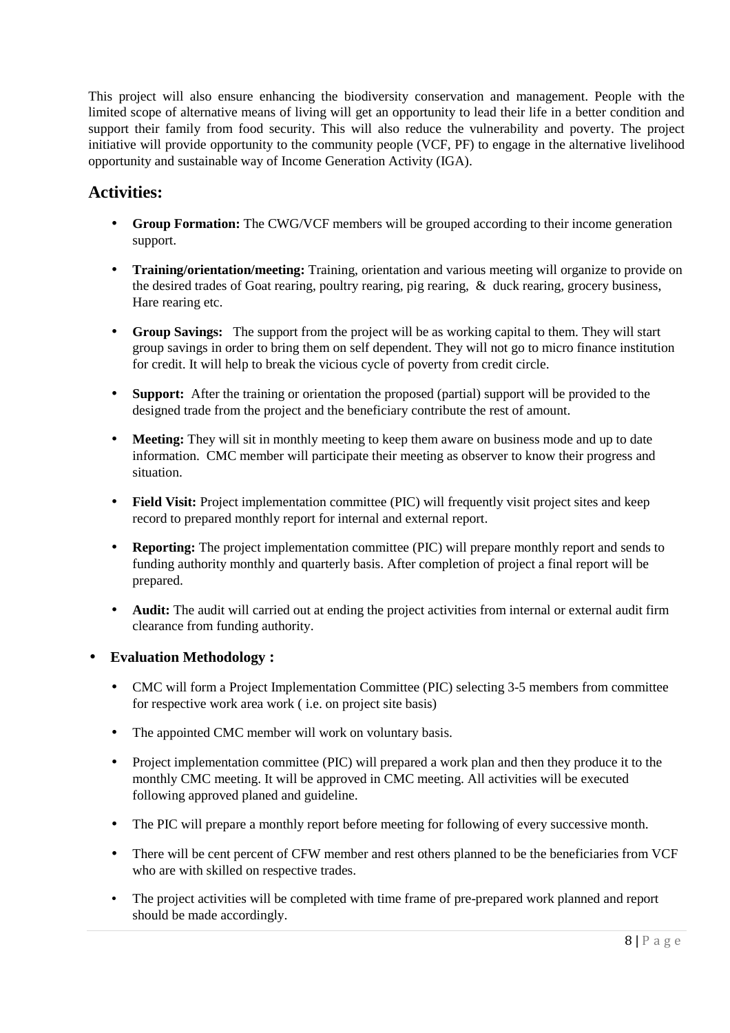This project will also ensure enhancing the biodiversity conservation and management. People with the limited scope of alternative means of living will get an opportunity to lead their life in a better condition and support their family from food security. This will also reduce the vulnerability and poverty. The project initiative will provide opportunity to the community people (VCF, PF) to engage in the alternative livelihood opportunity and sustainable way of Income Generation Activity (IGA).

## Activities:

- **Group Formation:** The CWG/VCF members will be grouped according to their income generation support.
- **Training/orientation/meeting:** Training, orientation and various meeting will organize to provide on the desired trades of Goat rearing, poultry rearing, pig rearing, & duck rearing, grocery business, Hare rearing etc.
- **Group Savings:** The support from the project will be as working capital to them. They will start group savings in order to bring them on self dependent. They will not go to micro finance institution for credit. It will help to break the vicious cycle of poverty from credit circle.
- **Support:** After the training or orientation the proposed (partial) support will be provided to the designed trade from the project and the beneficiary contribute the rest of amount.
- **Meeting:** They will sit in monthly meeting to keep them aware on business mode and up to date information. CMC member will participate their meeting as observer to know their progress and situation.
- **Field Visit:** Project implementation committee (PIC) will frequently visit project sites and keep record to prepared monthly report for internal and external report.
- **Reporting:** The project implementation committee (PIC) will prepare monthly report and sends to funding authority monthly and quarterly basis. After completion of project a final report will be prepared.
- **Audit:** The audit will carried out at ending the project activities from internal or external audit firm clearance from funding authority.

- **Evaluation Methodology :**
  - CMC will form a Project Implementation Committee (PIC) selecting 3-5 members from committee for respective work area work ( i.e. on project site basis)
  - The appointed CMC member will work on voluntary basis.
  - Project implementation committee (PIC) will prepared a work plan and then they produce it to the monthly CMC meeting. It will be approved in CMC meeting. All activities will be executed following approved planed and guideline.
  - The PIC will prepare a monthly report before meeting for following of every successive month.
  - There will be cent percent of CFW member and rest others planned to be the beneficiaries from VCF who are with skilled on respective trades.
  - The project activities will be completed with time frame of pre-prepared work planned and report should be made accordingly.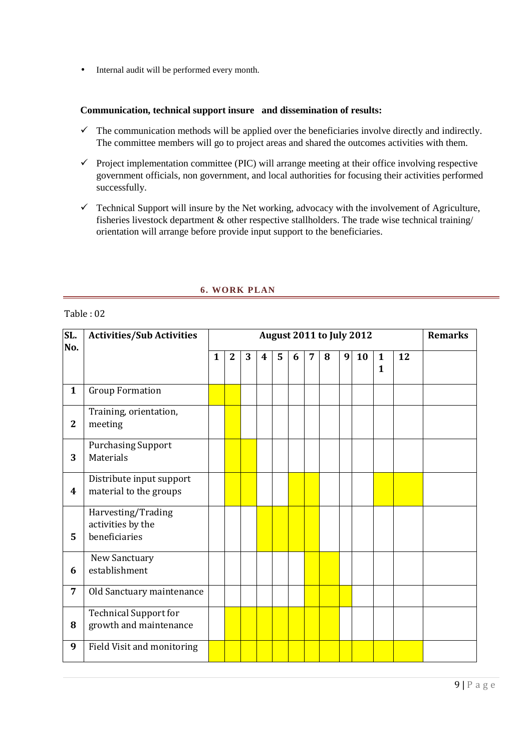- Internal audit will be performed every month.

**Communication, technical support insure and dissemination of results:**

- ✓ The communication methods will be applied over the beneficiaries involve directly and indirectly. The committee members will go to project areas and shared the outcomes activities with them.
- ✓ Project implementation committee (PIC) will arrange meeting at their office involving respective government officials, non government, and local authorities for focusing their activities performed successfully.
- ✓ Technical Support will insure by the Net working, advocacy with the involvement of Agriculture, fisheries livestock department & other respective stallholders. The trade wise technical training/ orientation will arrange before provide input support to the beneficiaries.

## 6. WORK PLAN

Table : 02

| SL. No. | Activities/Sub Activities | August 2011 to July 2012 | | | | | | | | | | | | Remarks |
|---|---|---|---|---|---|---|---|---|---|---|---|---|---|---|
| | | 1 | 2 | 3 | 4 | 5 | 6 | 7 | 8 | 9 | 10 | 11 | 12 | |
| 1 | Group Formation | ■ | ■ | | | | | | | | | | | |
| 2 | Training, orientation, meeting | | ■ | | | | | | | | | | | |
| 3 | Purchasing Support Materials | | ■ | ■ | | | | | | | | | | |
| 4 | Distribute input support material to the groups | | ■ | ■ | | | ■ | ■ | | | | ■ | ■ | |
| 5 | Harvesting/Trading activities by the beneficiaries | | | | ■ | ■ | ■ | ■ | | | | | | |
| 6 | New Sanctuary establishment | | | | | | | ■ | ■ | | | | | |
| 7 | Old Sanctuary maintenance | | | | | | | ■ | ■ | ■ | | | | |
| 8 | Technical Support for growth and maintenance | | ■ | ■ | ■ | ■ | ■ | ■ | ■ | | | | | |
| 9 | Field Visit and monitoring | ■ | ■ | ■ | ■ | ■ | ■ | ■ | ■ | ■ | ■ | ■ | ■ | |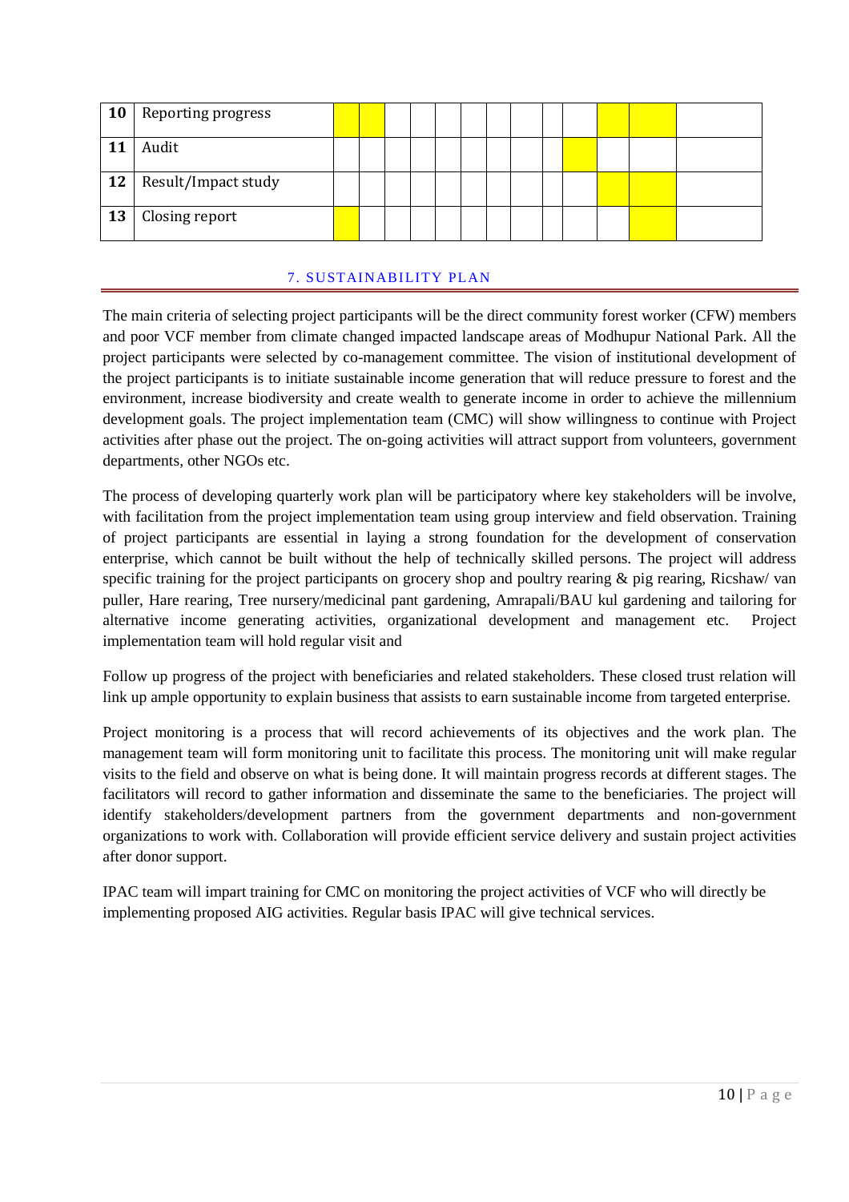| | | | | | | | | | | | | | | |
|---|---|---|---|---|---|---|---|---|---|---|---|---|---|---|
| **10** | Reporting progress | ■ | ■ | | | | | | | | | ■ | ■ | |
| **11** | Audit | | | | | | | | | | ■ | | | |
| **12** | Result/Impact study | | | | | | | | | | | ■ | ■ | |
| **13** | Closing report | ■ | | | | | | | | | | | ■ | |

## 7. SUSTAINABILITY PLAN

The main criteria of selecting project participants will be the direct community forest worker (CFW) members and poor VCF member from climate changed impacted landscape areas of Modhupur National Park. All the project participants were selected by co-management committee. The vision of institutional development of the project participants is to initiate sustainable income generation that will reduce pressure to forest and the environment, increase biodiversity and create wealth to generate income in order to achieve the millennium development goals. The project implementation team (CMC) will show willingness to continue with Project activities after phase out the project. The on-going activities will attract support from volunteers, government departments, other NGOs etc.

The process of developing quarterly work plan will be participatory where key stakeholders will be involve, with facilitation from the project implementation team using group interview and field observation. Training of project participants are essential in laying a strong foundation for the development of conservation enterprise, which cannot be built without the help of technically skilled persons. The project will address specific training for the project participants on grocery shop and poultry rearing & pig rearing, Ricshaw/ van puller, Hare rearing, Tree nursery/medicinal pant gardening, Amrapali/BAU kul gardening and tailoring for alternative income generating activities, organizational development and management etc. Project implementation team will hold regular visit and

Follow up progress of the project with beneficiaries and related stakeholders. These closed trust relation will link up ample opportunity to explain business that assists to earn sustainable income from targeted enterprise.

Project monitoring is a process that will record achievements of its objectives and the work plan. The management team will form monitoring unit to facilitate this process. The monitoring unit will make regular visits to the field and observe on what is being done. It will maintain progress records at different stages. The facilitators will record to gather information and disseminate the same to the beneficiaries. The project will identify stakeholders/development partners from the government departments and non-government organizations to work with. Collaboration will provide efficient service delivery and sustain project activities after donor support.

IPAC team will impart training for CMC on monitoring the project activities of VCF who will directly be implementing proposed AIG activities. Regular basis IPAC will give technical services.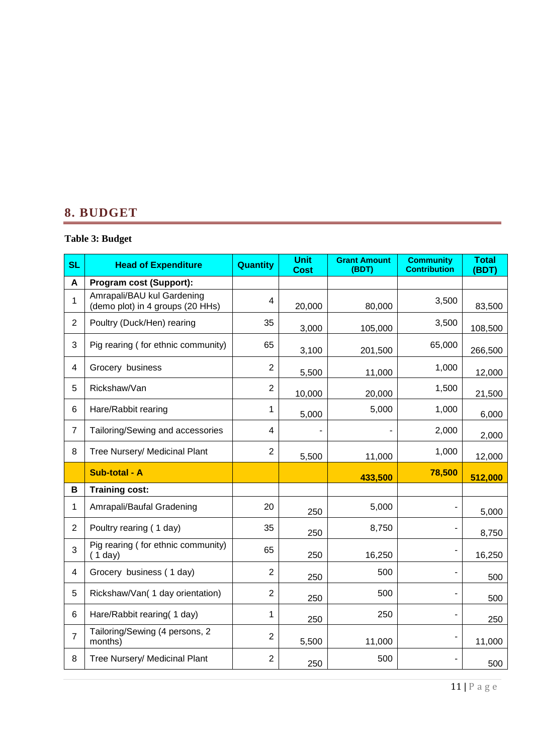## 8. BUDGET

**Table 3: Budget**

| SL | Head of Expenditure | Quantity | Unit Cost | Grant Amount (BDT) | Community Contribution | Total (BDT) |
|---|---|---|---|---|---|---|
| **A** | **Program cost (Support):** | | | | | |
| 1 | Amrapali/BAU kul Gardening (demo plot) in 4 groups (20 HHs) | 4 | 20,000 | 80,000 | 3,500 | 83,500 |
| 2 | Poultry (Duck/Hen) rearing | 35 | 3,000 | 105,000 | 3,500 | 108,500 |
| 3 | Pig rearing ( for ethnic community) | 65 | 3,100 | 201,500 | 65,000 | 266,500 |
| 4 | Grocery business | 2 | 5,500 | 11,000 | 1,000 | 12,000 |
| 5 | Rickshaw/Van | 2 | 10,000 | 20,000 | 1,500 | 21,500 |
| 6 | Hare/Rabbit rearing | 1 | 5,000 | 5,000 | 1,000 | 6,000 |
| 7 | Tailoring/Sewing and accessories | 4 | - | - | 2,000 | 2,000 |
| 8 | Tree Nursery/ Medicinal Plant | 2 | 5,500 | 11,000 | 1,000 | 12,000 |
| | **Sub-total - A** | | | **433,500** | **78,500** | **512,000** |
| **B** | **Training cost:** | | | | | |
| 1 | Amrapali/Baufal Gradening | 20 | 250 | 5,000 | - | 5,000 |
| 2 | Poultry rearing ( 1 day) | 35 | 250 | 8,750 | - | 8,750 |
| 3 | Pig rearing ( for ethnic community) ( 1 day) | 65 | 250 | 16,250 | - | 16,250 |
| 4 | Grocery business ( 1 day) | 2 | 250 | 500 | - | 500 |
| 5 | Rickshaw/Van( 1 day orientation) | 2 | 250 | 500 | - | 500 |
| 6 | Hare/Rabbit rearing( 1 day) | 1 | 250 | 250 | - | 250 |
| 7 | Tailoring/Sewing (4 persons, 2 months) | 2 | 5,500 | 11,000 | - | 11,000 |
| 8 | Tree Nursery/ Medicinal Plant | 2 | 250 | 500 | - | 500 |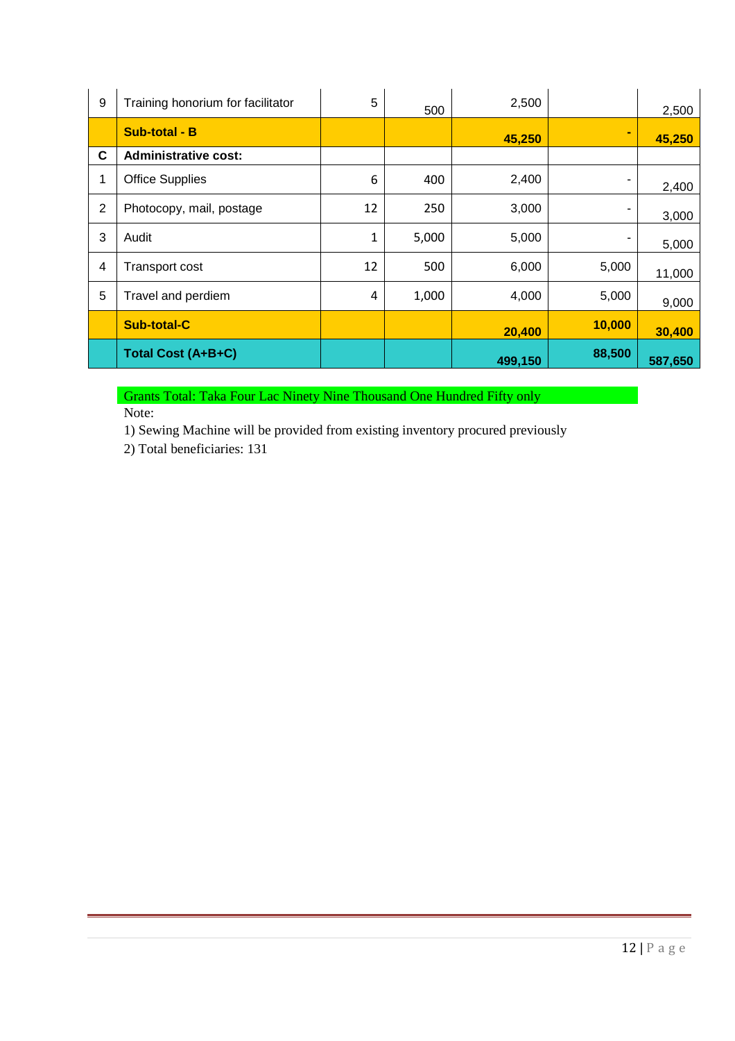| 9 | Training honorium for facilitator | 5 | 500 | 2,500 | | 2,500 |
|---|---|---|---|---|---|---|
| | **Sub-total - B** | | | **45,250** | **-** | **45,250** |
| **C** | **Administrative cost:** | | | | | |
| 1 | Office Supplies | 6 | 400 | 2,400 | - | 2,400 |
| 2 | Photocopy, mail, postage | 12 | 250 | 3,000 | - | 3,000 |
| 3 | Audit | 1 | 5,000 | 5,000 | - | 5,000 |
| 4 | Transport cost | 12 | 500 | 6,000 | 5,000 | 11,000 |
| 5 | Travel and perdiem | 4 | 1,000 | 4,000 | 5,000 | 9,000 |
| | **Sub-total-C** | | | **20,400** | **10,000** | **30,400** |
| | **Total Cost (A+B+C)** | | | **499,150** | **88,500** | **587,650** |

Grants Total: Taka Four Lac Ninety Nine Thousand One Hundred Fifty only

Note:

1) Sewing Machine will be provided from existing inventory procured previously

2) Total beneficiaries: 131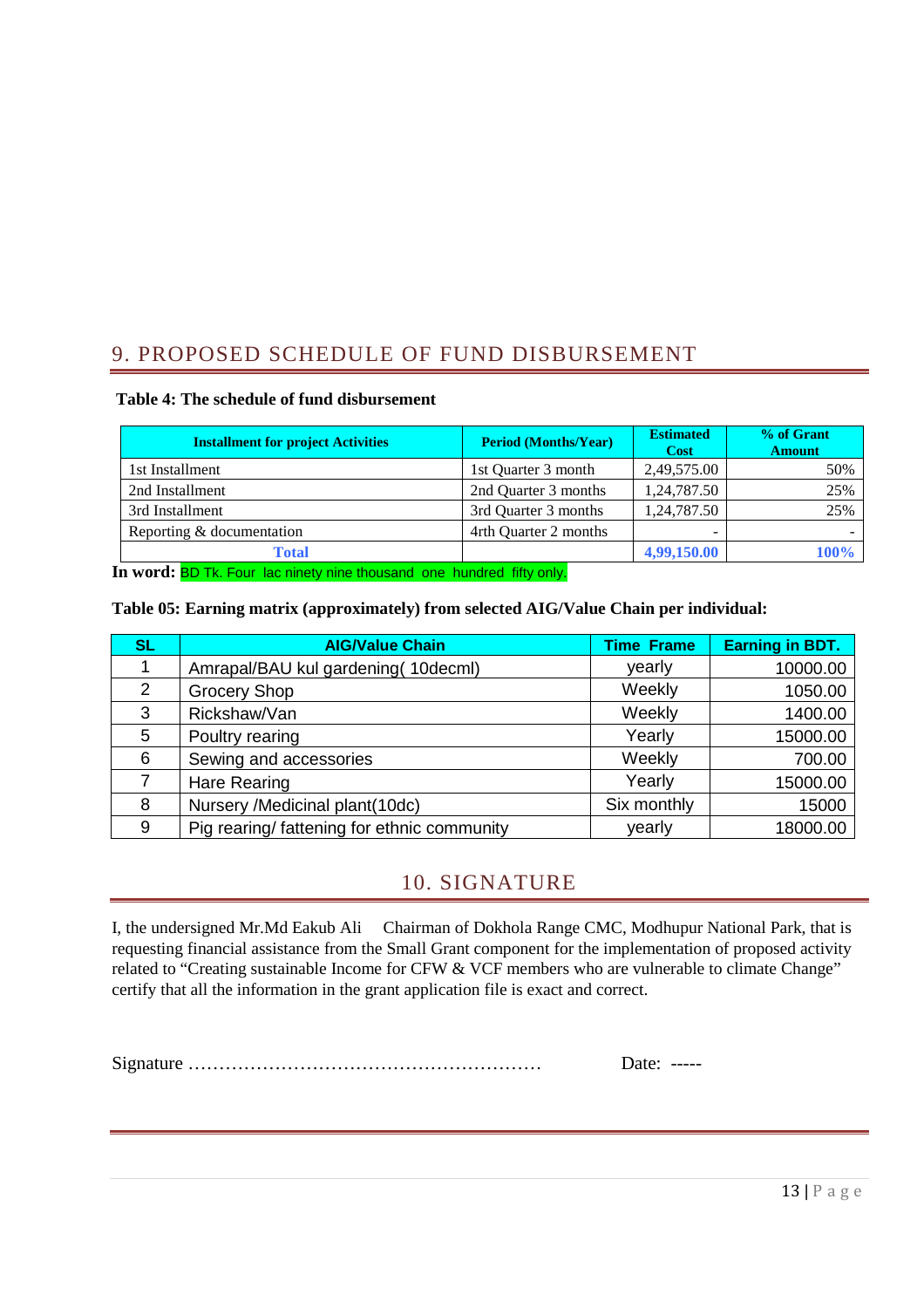## 9. PROPOSED SCHEDULE OF FUND DISBURSEMENT

**Table 4: The schedule of fund disbursement**

| Installment for project Activities | Period (Months/Year) | Estimated Cost | % of Grant Amount |
|---|---|---|---|
| 1st Installment | 1st Quarter 3 month | 2,49,575.00 | 50% |
| 2nd Installment | 2nd Quarter 3 months | 1,24,787.50 | 25% |
| 3rd Installment | 3rd Quarter 3 months | 1,24,787.50 | 25% |
| Reporting & documentation | 4rth Quarter 2 months | - | - |
| **Total** | | **4,99,150.00** | **100%** |

**In word:** BD Tk. Four lac ninety nine thousand one hundred fifty only.

**Table 05: Earning matrix (approximately) from selected AIG/Value Chain per individual:**

| SL | AIG/Value Chain | Time Frame | Earning in BDT. |
|---|---|---|---|
| 1 | Amrapal/BAU kul gardening( 10decml) | yearly | 10000.00 |
| 2 | Grocery Shop | Weekly | 1050.00 |
| 3 | Rickshaw/Van | Weekly | 1400.00 |
| 5 | Poultry rearing | Yearly | 15000.00 |
| 6 | Sewing and accessories | Weekly | 700.00 |
| 7 | Hare Rearing | Yearly | 15000.00 |
| 8 | Nursery /Medicinal plant(10dc) | Six monthly | 15000 |
| 9 | Pig rearing/ fattening for ethnic community | yearly | 18000.00 |

## 10. SIGNATURE

I, the undersigned Mr.Md Eakub Ali Chairman of Dokhola Range CMC, Modhupur National Park, that is requesting financial assistance from the Small Grant component for the implementation of proposed activity related to "Creating sustainable Income for CFW & VCF members who are vulnerable to climate Change" certify that all the information in the grant application file is exact and correct.

Signature ………………………………………………… Date: -----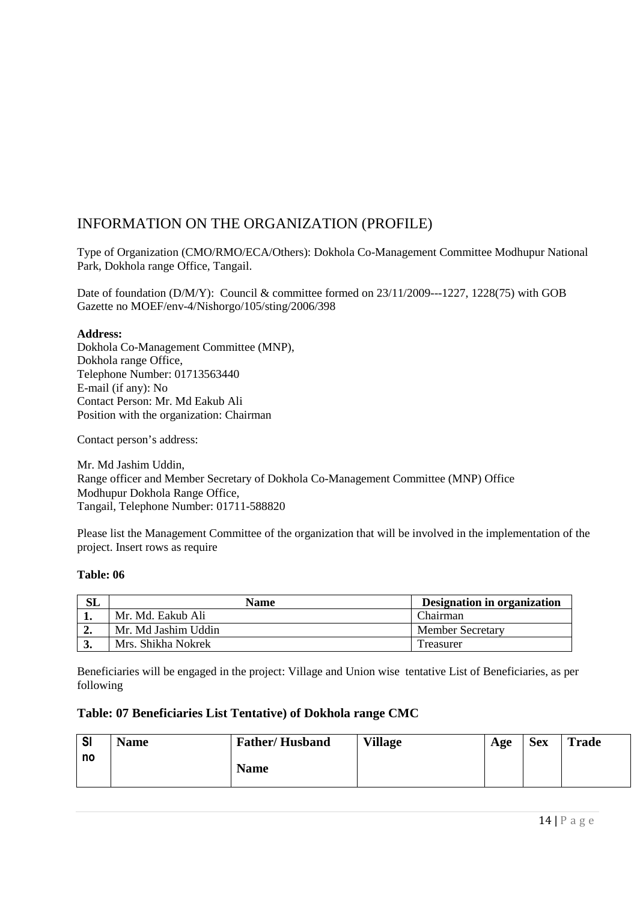## INFORMATION ON THE ORGANIZATION (PROFILE)

Type of Organization (CMO/RMO/ECA/Others): Dokhola Co-Management Committee Modhupur National Park, Dokhola range Office, Tangail.

Date of foundation (D/M/Y): Council & committee formed on 23/11/2009---1227, 1228(75) with GOB Gazette no MOEF/env-4/Nishorgo/105/sting/2006/398

**Address:**
Dokhola Co-Management Committee (MNP),
Dokhola range Office,
Telephone Number: 01713563440
E-mail (if any): No
Contact Person: Mr. Md Eakub Ali
Position with the organization: Chairman

Contact person's address:

Mr. Md Jashim Uddin,
Range officer and Member Secretary of Dokhola Co-Management Committee (MNP) Office
Modhupur Dokhola Range Office,
Tangail, Telephone Number: 01711-588820

Please list the Management Committee of the organization that will be involved in the implementation of the project. Insert rows as require

**Table: 06**

| SL | Name | Designation in organization |
|---|---|---|
| 1. | Mr. Md. Eakub Ali | Chairman |
| 2. | Mr. Md Jashim Uddin | Member Secretary |
| 3. | Mrs. Shikha Nokrek | Treasurer |

Beneficiaries will be engaged in the project: Village and Union wise tentative List of Beneficiaries, as per following

### Table: 07 Beneficiaries List Tentative) of Dokhola range CMC

| Sl no | Name | Father/ Husband Name | Village | Age | Sex | Trade |
|---|---|---|---|---|---|---|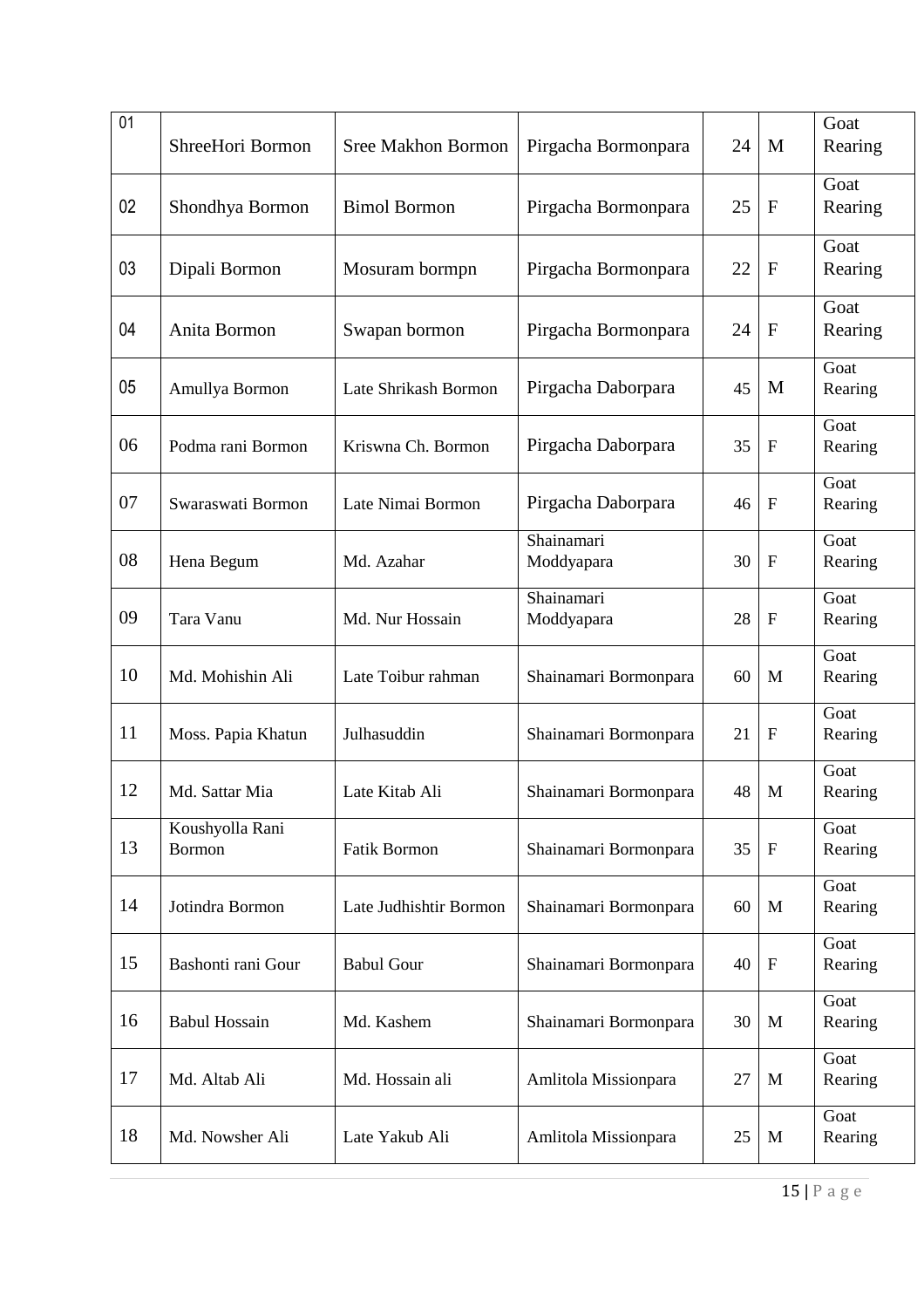| 01 | ShreeHori Bormon | Sree Makhon Bormon | Pirgacha Bormonpara | 24 | M | Goat Rearing |
|---|---|---|---|---|---|---|
| 02 | Shondhya Bormon | Bimol Bormon | Pirgacha Bormonpara | 25 | F | Goat Rearing |
| 03 | Dipali Bormon | Mosuram bormpn | Pirgacha Bormonpara | 22 | F | Goat Rearing |
| 04 | Anita Bormon | Swapan bormon | Pirgacha Bormonpara | 24 | F | Goat Rearing |
| 05 | Amullya Bormon | Late Shrikash Bormon | Pirgacha Daborpara | 45 | M | Goat Rearing |
| 06 | Podma rani Bormon | Kriswna Ch. Bormon | Pirgacha Daborpara | 35 | F | Goat Rearing |
| 07 | Swaraswati Bormon | Late Nimai Bormon | Pirgacha Daborpara | 46 | F | Goat Rearing |
| 08 | Hena Begum | Md. Azahar | Shainamari Moddyapara | 30 | F | Goat Rearing |
| 09 | Tara Vanu | Md. Nur Hossain | Shainamari Moddyapara | 28 | F | Goat Rearing |
| 10 | Md. Mohishin Ali | Late Toibur rahman | Shainamari Bormonpara | 60 | M | Goat Rearing |
| 11 | Moss. Papia Khatun | Julhasuddin | Shainamari Bormonpara | 21 | F | Goat Rearing |
| 12 | Md. Sattar Mia | Late Kitab Ali | Shainamari Bormonpara | 48 | M | Goat Rearing |
| 13 | Koushyolla Rani Bormon | Fatik Bormon | Shainamari Bormonpara | 35 | F | Goat Rearing |
| 14 | Jotindra Bormon | Late Judhishtir Bormon | Shainamari Bormonpara | 60 | M | Goat Rearing |
| 15 | Bashonti rani Gour | Babul Gour | Shainamari Bormonpara | 40 | F | Goat Rearing |
| 16 | Babul Hossain | Md. Kashem | Shainamari Bormonpara | 30 | M | Goat Rearing |
| 17 | Md. Altab Ali | Md. Hossain ali | Amlitola Missionpara | 27 | M | Goat Rearing |
| 18 | Md. Nowsher Ali | Late Yakub Ali | Amlitola Missionpara | 25 | M | Goat Rearing |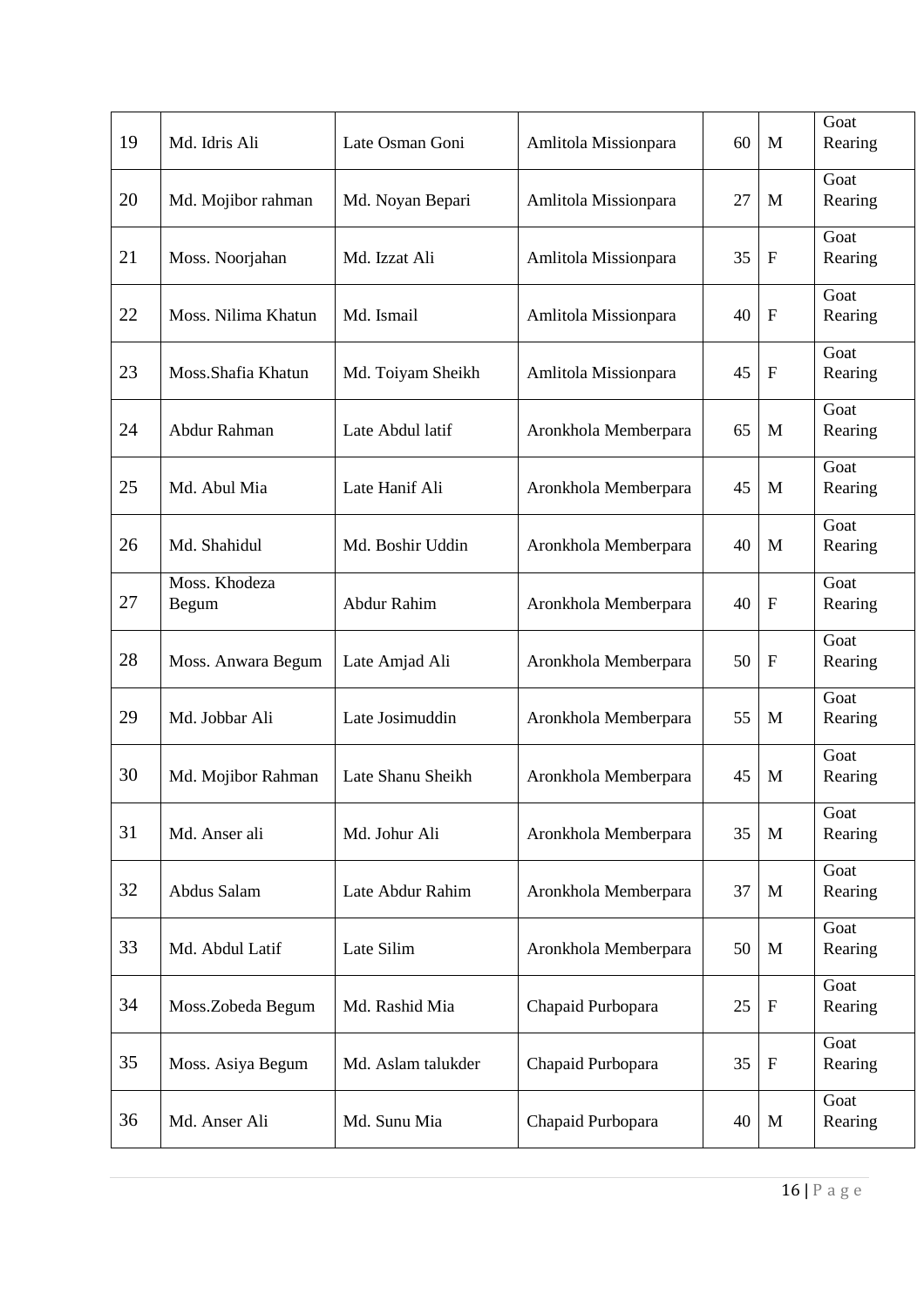| 19 | Md. Idris Ali | Late Osman Goni | Amlitola Missionpara | 60 | M | Goat Rearing |
|---|---|---|---|---|---|---|
| 20 | Md. Mojibor rahman | Md. Noyan Bepari | Amlitola Missionpara | 27 | M | Goat Rearing |
| 21 | Moss. Noorjahan | Md. Izzat Ali | Amlitola Missionpara | 35 | F | Goat Rearing |
| 22 | Moss. Nilima Khatun | Md. Ismail | Amlitola Missionpara | 40 | F | Goat Rearing |
| 23 | Moss.Shafia Khatun | Md. Toiyam Sheikh | Amlitola Missionpara | 45 | F | Goat Rearing |
| 24 | Abdur Rahman | Late Abdul latif | Aronkhola Memberpara | 65 | M | Goat Rearing |
| 25 | Md. Abul Mia | Late Hanif Ali | Aronkhola Memberpara | 45 | M | Goat Rearing |
| 26 | Md. Shahidul | Md. Boshir Uddin | Aronkhola Memberpara | 40 | M | Goat Rearing |
| 27 | Moss. Khodeza Begum | Abdur Rahim | Aronkhola Memberpara | 40 | F | Goat Rearing |
| 28 | Moss. Anwara Begum | Late Amjad Ali | Aronkhola Memberpara | 50 | F | Goat Rearing |
| 29 | Md. Jobbar Ali | Late Josimuddin | Aronkhola Memberpara | 55 | M | Goat Rearing |
| 30 | Md. Mojibor Rahman | Late Shanu Sheikh | Aronkhola Memberpara | 45 | M | Goat Rearing |
| 31 | Md. Anser ali | Md. Johur Ali | Aronkhola Memberpara | 35 | M | Goat Rearing |
| 32 | Abdus Salam | Late Abdur Rahim | Aronkhola Memberpara | 37 | M | Goat Rearing |
| 33 | Md. Abdul Latif | Late Silim | Aronkhola Memberpara | 50 | M | Goat Rearing |
| 34 | Moss.Zobeda Begum | Md. Rashid Mia | Chapaid Purbopara | 25 | F | Goat Rearing |
| 35 | Moss. Asiya Begum | Md. Aslam talukder | Chapaid Purbopara | 35 | F | Goat Rearing |
| 36 | Md. Anser Ali | Md. Sunu Mia | Chapaid Purbopara | 40 | M | Goat Rearing |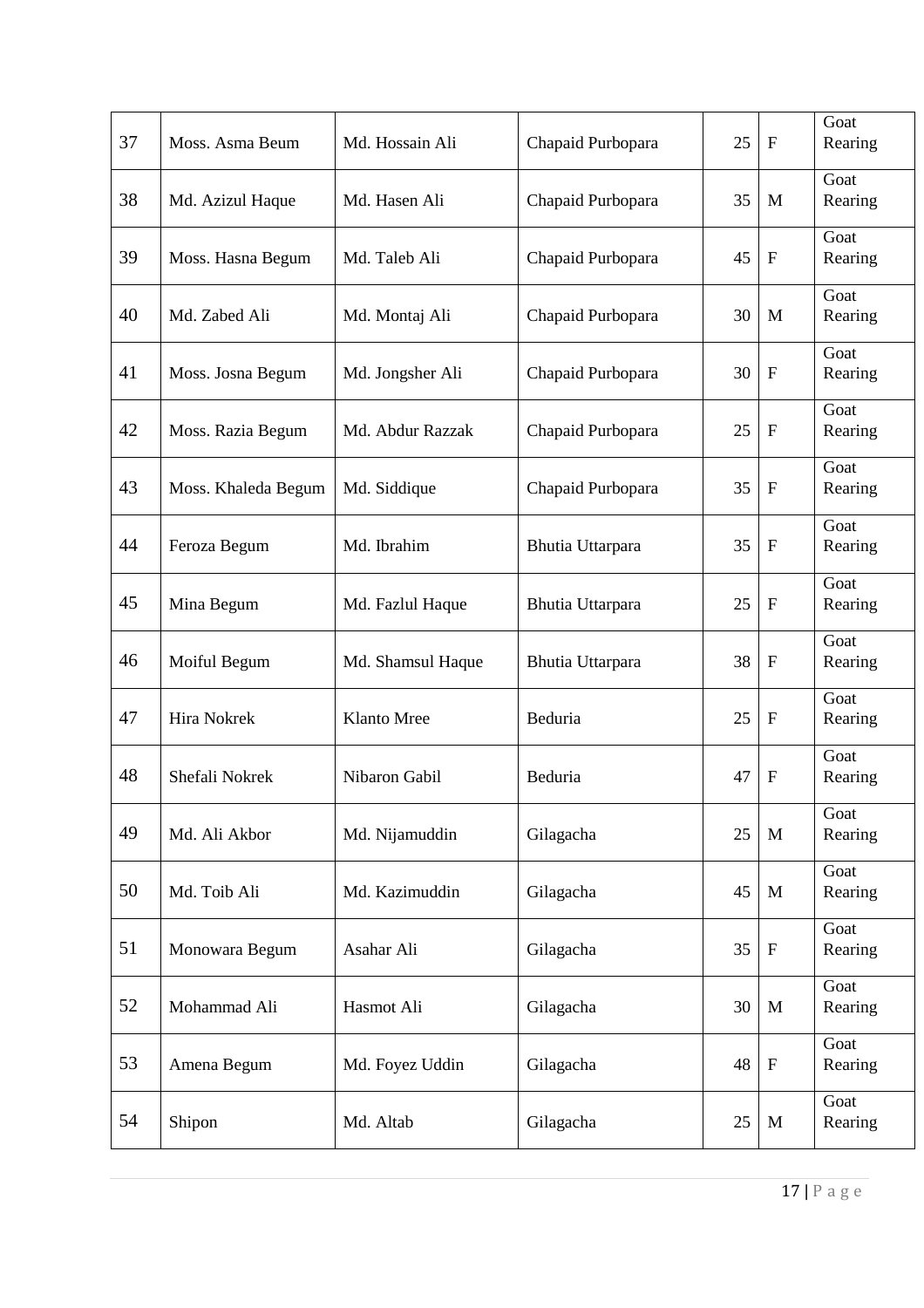| 37 | Moss. Asma Beum | Md. Hossain Ali | Chapaid Purbopara | 25 | F | Goat Rearing |
|---|---|---|---|---|---|---|
| 38 | Md. Azizul Haque | Md. Hasen Ali | Chapaid Purbopara | 35 | M | Goat Rearing |
| 39 | Moss. Hasna Begum | Md. Taleb Ali | Chapaid Purbopara | 45 | F | Goat Rearing |
| 40 | Md. Zabed Ali | Md. Montaj Ali | Chapaid Purbopara | 30 | M | Goat Rearing |
| 41 | Moss. Josna Begum | Md. Jongsher Ali | Chapaid Purbopara | 30 | F | Goat Rearing |
| 42 | Moss. Razia Begum | Md. Abdur Razzak | Chapaid Purbopara | 25 | F | Goat Rearing |
| 43 | Moss. Khaleda Begum | Md. Siddique | Chapaid Purbopara | 35 | F | Goat Rearing |
| 44 | Feroza Begum | Md. Ibrahim | Bhutia Uttarpara | 35 | F | Goat Rearing |
| 45 | Mina Begum | Md. Fazlul Haque | Bhutia Uttarpara | 25 | F | Goat Rearing |
| 46 | Moiful Begum | Md. Shamsul Haque | Bhutia Uttarpara | 38 | F | Goat Rearing |
| 47 | Hira Nokrek | Klanto Mree | Beduria | 25 | F | Goat Rearing |
| 48 | Shefali Nokrek | Nibaron Gabil | Beduria | 47 | F | Goat Rearing |
| 49 | Md. Ali Akbor | Md. Nijamuddin | Gilagacha | 25 | M | Goat Rearing |
| 50 | Md. Toib Ali | Md. Kazimuddin | Gilagacha | 45 | M | Goat Rearing |
| 51 | Monowara Begum | Asahar Ali | Gilagacha | 35 | F | Goat Rearing |
| 52 | Mohammad Ali | Hasmot Ali | Gilagacha | 30 | M | Goat Rearing |
| 53 | Amena Begum | Md. Foyez Uddin | Gilagacha | 48 | F | Goat Rearing |
| 54 | Shipon | Md. Altab | Gilagacha | 25 | M | Goat Rearing |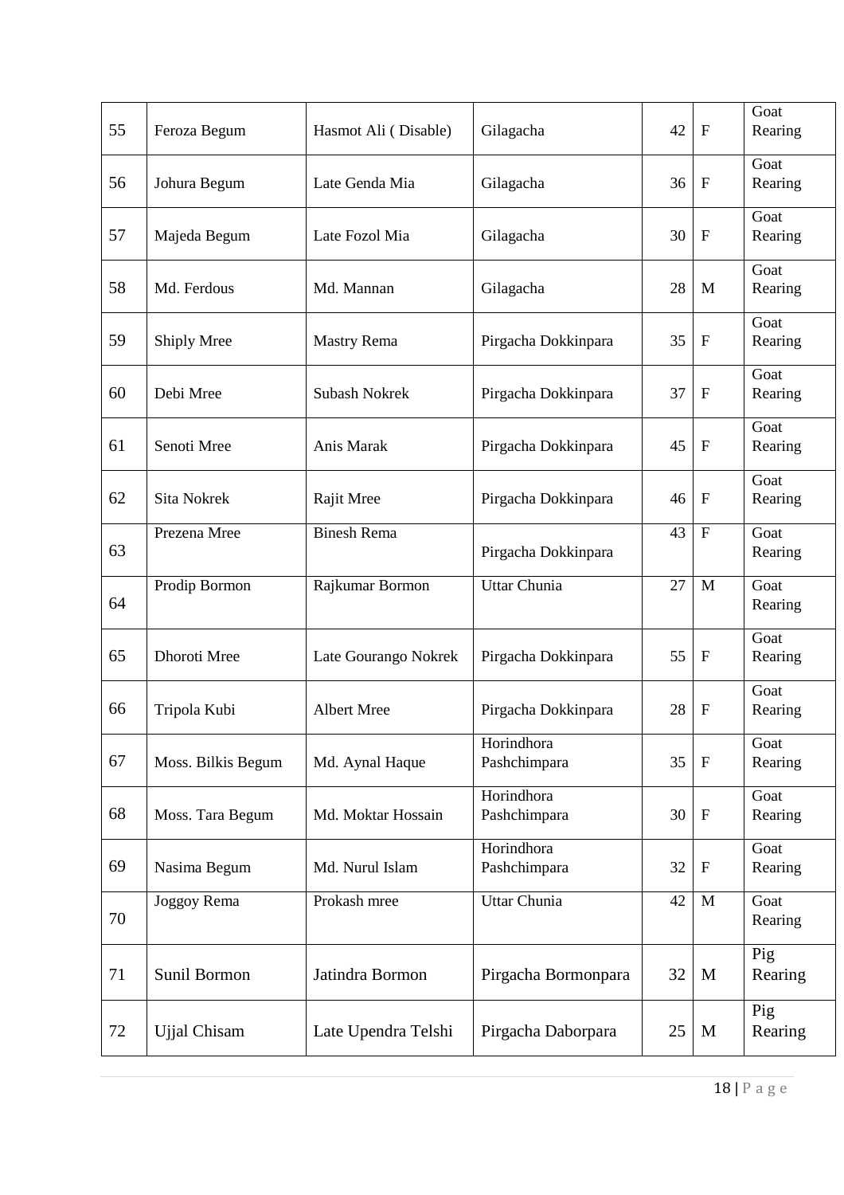| 55 | Feroza Begum | Hasmot Ali ( Disable) | Gilagacha | 42 | F | Goat Rearing |
|---|---|---|---|---|---|---|
| 56 | Johura Begum | Late Genda Mia | Gilagacha | 36 | F | Goat Rearing |
| 57 | Majeda Begum | Late Fozol Mia | Gilagacha | 30 | F | Goat Rearing |
| 58 | Md. Ferdous | Md. Mannan | Gilagacha | 28 | M | Goat Rearing |
| 59 | Shiply Mree | Mastry Rema | Pirgacha Dokkinpara | 35 | F | Goat Rearing |
| 60 | Debi Mree | Subash Nokrek | Pirgacha Dokkinpara | 37 | F | Goat Rearing |
| 61 | Senoti Mree | Anis Marak | Pirgacha Dokkinpara | 45 | F | Goat Rearing |
| 62 | Sita Nokrek | Rajit Mree | Pirgacha Dokkinpara | 46 | F | Goat Rearing |
| 63 | Prezena Mree | Binesh Rema | Pirgacha Dokkinpara | 43 | F | Goat Rearing |
| 64 | Prodip Bormon | Rajkumar Bormon | Uttar Chunia | 27 | M | Goat Rearing |
| 65 | Dhoroti Mree | Late Gourango Nokrek | Pirgacha Dokkinpara | 55 | F | Goat Rearing |
| 66 | Tripola Kubi | Albert Mree | Pirgacha Dokkinpara | 28 | F | Goat Rearing |
| 67 | Moss. Bilkis Begum | Md. Aynal Haque | Horindhora Pashchimpara | 35 | F | Goat Rearing |
| 68 | Moss. Tara Begum | Md. Moktar Hossain | Horindhora Pashchimpara | 30 | F | Goat Rearing |
| 69 | Nasima Begum | Md. Nurul Islam | Horindhora Pashchimpara | 32 | F | Goat Rearing |
| 70 | Joggoy Rema | Prokash mree | Uttar Chunia | 42 | M | Goat Rearing |
| 71 | Sunil Bormon | Jatindra Bormon | Pirgacha Bormonpara | 32 | M | Pig Rearing |
| 72 | Ujjal Chisam | Late Upendra Telshi | Pirgacha Daborpara | 25 | M | Pig Rearing |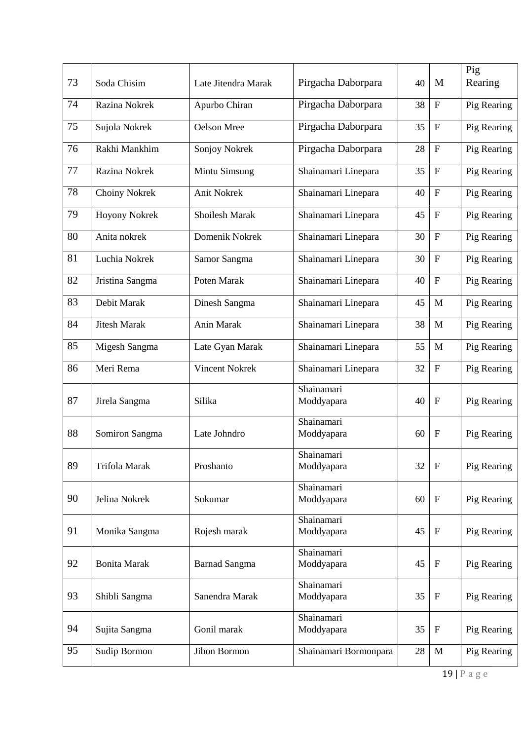| 73 | Soda Chisim | Late Jitendra Marak | Pirgacha Daborpara | 40 | M | Pig Rearing |
|---|---|---|---|---|---|---|
| 74 | Razina Nokrek | Apurbo Chiran | Pirgacha Daborpara | 38 | F | Pig Rearing |
| 75 | Sujola Nokrek | Oelson Mree | Pirgacha Daborpara | 35 | F | Pig Rearing |
| 76 | Rakhi Mankhim | Sonjoy Nokrek | Pirgacha Daborpara | 28 | F | Pig Rearing |
| 77 | Razina Nokrek | Mintu Simsung | Shainamari Linepara | 35 | F | Pig Rearing |
| 78 | Choiny Nokrek | Anit Nokrek | Shainamari Linepara | 40 | F | Pig Rearing |
| 79 | Hoyony Nokrek | Shoilesh Marak | Shainamari Linepara | 45 | F | Pig Rearing |
| 80 | Anita nokrek | Domenik Nokrek | Shainamari Linepara | 30 | F | Pig Rearing |
| 81 | Luchia Nokrek | Samor Sangma | Shainamari Linepara | 30 | F | Pig Rearing |
| 82 | Jristina Sangma | Poten Marak | Shainamari Linepara | 40 | F | Pig Rearing |
| 83 | Debit Marak | Dinesh Sangma | Shainamari Linepara | 45 | M | Pig Rearing |
| 84 | Jitesh Marak | Anin Marak | Shainamari Linepara | 38 | M | Pig Rearing |
| 85 | Migesh Sangma | Late Gyan Marak | Shainamari Linepara | 55 | M | Pig Rearing |
| 86 | Meri Rema | Vincent Nokrek | Shainamari Linepara | 32 | F | Pig Rearing |
| 87 | Jirela Sangma | Silika | Shainamari Moddyapara | 40 | F | Pig Rearing |
| 88 | Somiron Sangma | Late Johndro | Shainamari Moddyapara | 60 | F | Pig Rearing |
| 89 | Trifola Marak | Proshanto | Shainamari Moddyapara | 32 | F | Pig Rearing |
| 90 | Jelina Nokrek | Sukumar | Shainamari Moddyapara | 60 | F | Pig Rearing |
| 91 | Monika Sangma | Rojesh marak | Shainamari Moddyapara | 45 | F | Pig Rearing |
| 92 | Bonita Marak | Barnad Sangma | Shainamari Moddyapara | 45 | F | Pig Rearing |
| 93 | Shibli Sangma | Sanendra Marak | Shainamari Moddyapara | 35 | F | Pig Rearing |
| 94 | Sujita Sangma | Gonil marak | Shainamari Moddyapara | 35 | F | Pig Rearing |
| 95 | Sudip Bormon | Jibon Bormon | Shainamari Bormonpara | 28 | M | Pig Rearing |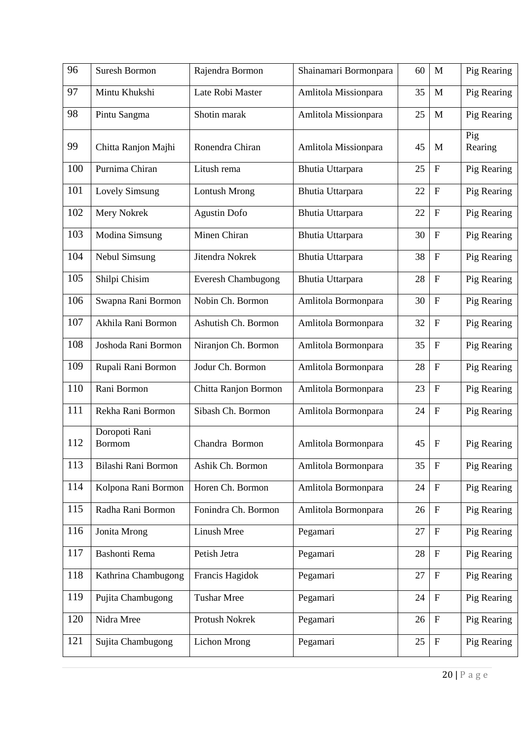| 96 | Suresh Bormon | Rajendra Bormon | Shainamari Bormonpara | 60 | M | Pig Rearing |
|---|---|---|---|---|---|---|
| 97 | Mintu Khukshi | Late Robi Master | Amlitola Missionpara | 35 | M | Pig Rearing |
| 98 | Pintu Sangma | Shotin marak | Amlitola Missionpara | 25 | M | Pig Rearing |
| 99 | Chitta Ranjon Majhi | Ronendra Chiran | Amlitola Missionpara | 45 | M | Pig Rearing |
| 100 | Purnima Chiran | Litush rema | Bhutia Uttarpara | 25 | F | Pig Rearing |
| 101 | Lovely Simsung | Lontush Mrong | Bhutia Uttarpara | 22 | F | Pig Rearing |
| 102 | Mery Nokrek | Agustin Dofo | Bhutia Uttarpara | 22 | F | Pig Rearing |
| 103 | Modina Simsung | Minen Chiran | Bhutia Uttarpara | 30 | F | Pig Rearing |
| 104 | Nebul Simsung | Jitendra Nokrek | Bhutia Uttarpara | 38 | F | Pig Rearing |
| 105 | Shilpi Chisim | Everesh Chambugong | Bhutia Uttarpara | 28 | F | Pig Rearing |
| 106 | Swapna Rani Bormon | Nobin Ch. Bormon | Amlitola Bormonpara | 30 | F | Pig Rearing |
| 107 | Akhila Rani Bormon | Ashutish Ch. Bormon | Amlitola Bormonpara | 32 | F | Pig Rearing |
| 108 | Joshoda Rani Bormon | Niranjon Ch. Bormon | Amlitola Bormonpara | 35 | F | Pig Rearing |
| 109 | Rupali Rani Bormon | Jodur Ch. Bormon | Amlitola Bormonpara | 28 | F | Pig Rearing |
| 110 | Rani Bormon | Chitta Ranjon Bormon | Amlitola Bormonpara | 23 | F | Pig Rearing |
| 111 | Rekha Rani Bormon | Sibash Ch. Bormon | Amlitola Bormonpara | 24 | F | Pig Rearing |
| 112 | Doropoti Rani Bormom | Chandra Bormon | Amlitola Bormonpara | 45 | F | Pig Rearing |
| 113 | Bilashi Rani Bormon | Ashik Ch. Bormon | Amlitola Bormonpara | 35 | F | Pig Rearing |
| 114 | Kolpona Rani Bormon | Horen Ch. Bormon | Amlitola Bormonpara | 24 | F | Pig Rearing |
| 115 | Radha Rani Bormon | Fonindra Ch. Bormon | Amlitola Bormonpara | 26 | F | Pig Rearing |
| 116 | Jonita Mrong | Linush Mree | Pegamari | 27 | F | Pig Rearing |
| 117 | Bashonti Rema | Petish Jetra | Pegamari | 28 | F | Pig Rearing |
| 118 | Kathrina Chambugong | Francis Hagidok | Pegamari | 27 | F | Pig Rearing |
| 119 | Pujita Chambugong | Tushar Mree | Pegamari | 24 | F | Pig Rearing |
| 120 | Nidra Mree | Protush Nokrek | Pegamari | 26 | F | Pig Rearing |
| 121 | Sujita Chambugong | Lichon Mrong | Pegamari | 25 | F | Pig Rearing |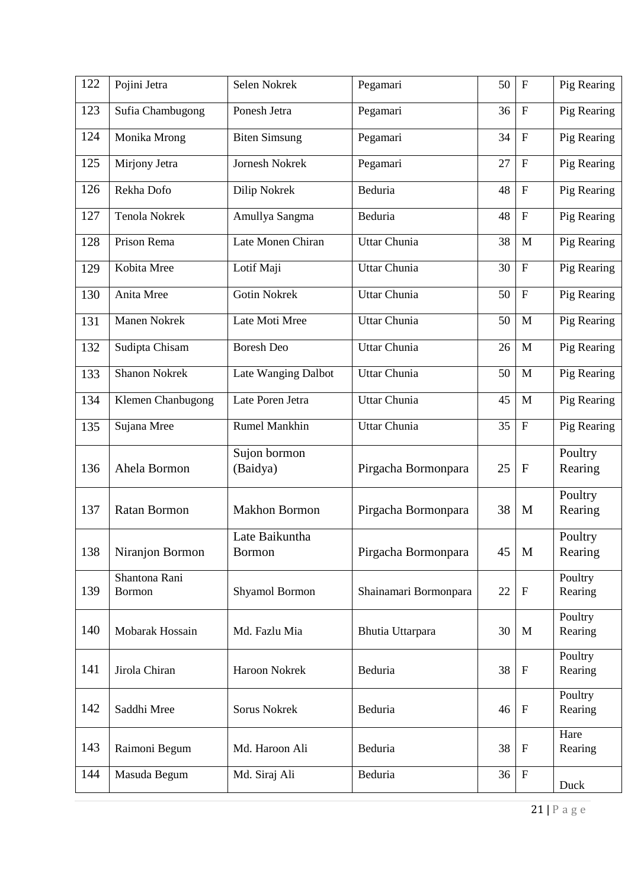| 122 | Pojini Jetra | Selen Nokrek | Pegamari | 50 | F | Pig Rearing |
|---|---|---|---|---|---|---|
| 123 | Sufia Chambugong | Ponesh Jetra | Pegamari | 36 | F | Pig Rearing |
| 124 | Monika Mrong | Biten Simsung | Pegamari | 34 | F | Pig Rearing |
| 125 | Mirjony Jetra | Jornesh Nokrek | Pegamari | 27 | F | Pig Rearing |
| 126 | Rekha Dofo | Dilip Nokrek | Beduria | 48 | F | Pig Rearing |
| 127 | Tenola Nokrek | Amullya Sangma | Beduria | 48 | F | Pig Rearing |
| 128 | Prison Rema | Late Monen Chiran | Uttar Chunia | 38 | M | Pig Rearing |
| 129 | Kobita Mree | Lotif Maji | Uttar Chunia | 30 | F | Pig Rearing |
| 130 | Anita Mree | Gotin Nokrek | Uttar Chunia | 50 | F | Pig Rearing |
| 131 | Manen Nokrek | Late Moti Mree | Uttar Chunia | 50 | M | Pig Rearing |
| 132 | Sudipta Chisam | Boresh Deo | Uttar Chunia | 26 | M | Pig Rearing |
| 133 | Shanon Nokrek | Late Wanging Dalbot | Uttar Chunia | 50 | M | Pig Rearing |
| 134 | Klemen Chanbugong | Late Poren Jetra | Uttar Chunia | 45 | M | Pig Rearing |
| 135 | Sujana Mree | Rumel Mankhin | Uttar Chunia | 35 | F | Pig Rearing |
| 136 | Ahela Bormon | Sujon bormon (Baidya) | Pirgacha Bormonpara | 25 | F | Poultry Rearing |
| 137 | Ratan Bormon | Makhon Bormon | Pirgacha Bormonpara | 38 | M | Poultry Rearing |
| 138 | Niranjon Bormon | Late Baikuntha Bormon | Pirgacha Bormonpara | 45 | M | Poultry Rearing |
| 139 | Shantona Rani Bormon | Shyamol Bormon | Shainamari Bormonpara | 22 | F | Poultry Rearing |
| 140 | Mobarak Hossain | Md. Fazlu Mia | Bhutia Uttarpara | 30 | M | Poultry Rearing |
| 141 | Jirola Chiran | Haroon Nokrek | Beduria | 38 | F | Poultry Rearing |
| 142 | Saddhi Mree | Sorus Nokrek | Beduria | 46 | F | Poultry Rearing |
| 143 | Raimoni Begum | Md. Haroon Ali | Beduria | 38 | F | Hare Rearing |
| 144 | Masuda Begum | Md. Siraj Ali | Beduria | 36 | F | Duck |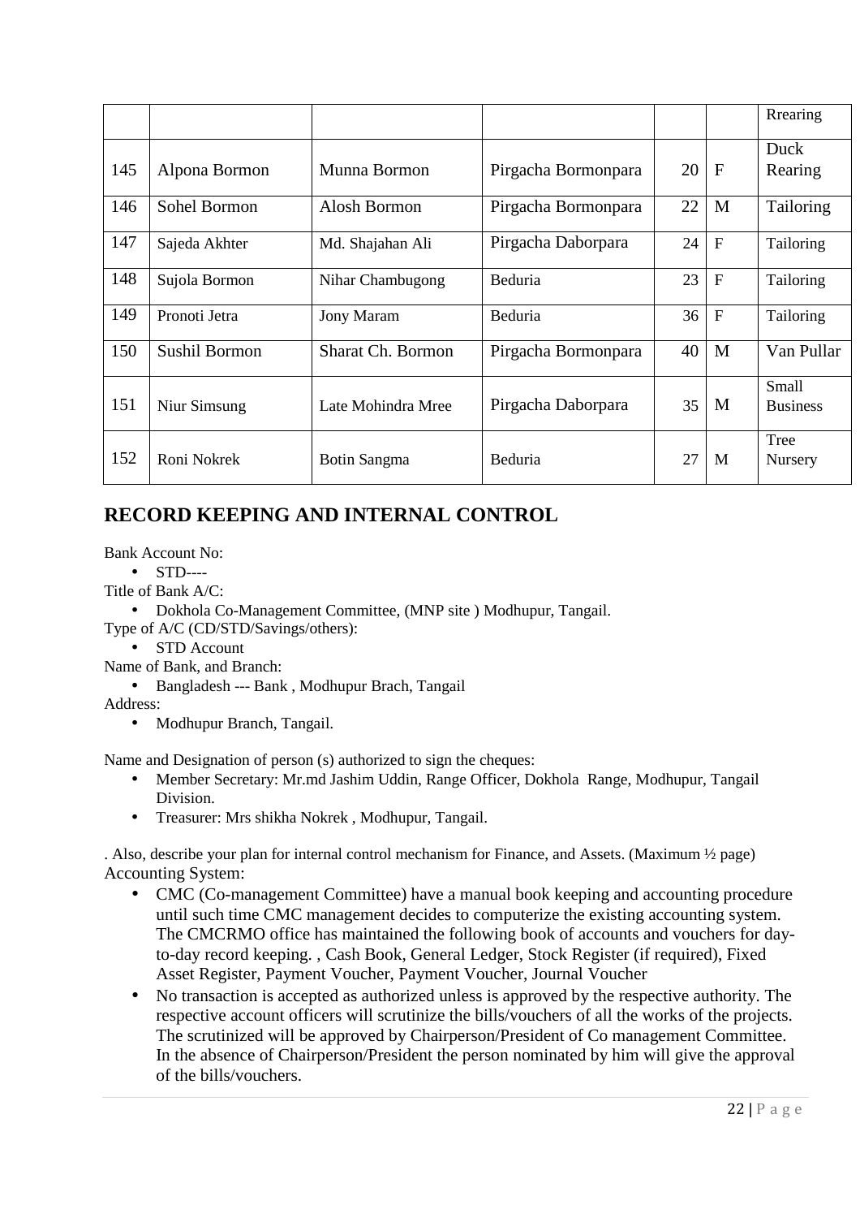|  |  |  |  |  |  | Rrearing |
|---|---|---|---|---|---|---|
| 145 | Alpona Bormon | Munna Bormon | Pirgacha Bormonpara | 20 | F | Duck Rearing |
| 146 | Sohel Bormon | Alosh Bormon | Pirgacha Bormonpara | 22 | M | Tailoring |
| 147 | Sajeda Akhter | Md. Shajahan Ali | Pirgacha Daborpara | 24 | F | Tailoring |
| 148 | Sujola Bormon | Nihar Chambugong | Beduria | 23 | F | Tailoring |
| 149 | Pronoti Jetra | Jony Maram | Beduria | 36 | F | Tailoring |
| 150 | Sushil Bormon | Sharat Ch. Bormon | Pirgacha Bormonpara | 40 | M | Van Pullar |
| 151 | Niur Simsung | Late Mohindra Mree | Pirgacha Daborpara | 35 | M | Small Business |
| 152 | Roni Nokrek | Botin Sangma | Beduria | 27 | M | Tree Nursery |

## RECORD KEEPING AND INTERNAL CONTROL

Bank Account No:

- STD----

Title of Bank A/C:

- Dokhola Co-Management Committee, (MNP site ) Modhupur, Tangail.

Type of A/C (CD/STD/Savings/others):

- STD Account

Name of Bank, and Branch:

- Bangladesh --- Bank , Modhupur Brach, Tangail

Address:

- Modhupur Branch, Tangail.

Name and Designation of person (s) authorized to sign the cheques:

- Member Secretary: Mr.md Jashim Uddin, Range Officer, Dokhola Range, Modhupur, Tangail Division.
- Treasurer: Mrs shikha Nokrek , Modhupur, Tangail.

. Also, describe your plan for internal control mechanism for Finance, and Assets. (Maximum ½ page)
Accounting System:

- CMC (Co-management Committee) have a manual book keeping and accounting procedure until such time CMC management decides to computerize the existing accounting system. The CMCRMO office has maintained the following book of accounts and vouchers for day-to-day record keeping. , Cash Book, General Ledger, Stock Register (if required), Fixed Asset Register, Payment Voucher, Payment Voucher, Journal Voucher
- No transaction is accepted as authorized unless is approved by the respective authority. The respective account officers will scrutinize the bills/vouchers of all the works of the projects. The scrutinized will be approved by Chairperson/President of Co management Committee. In the absence of Chairperson/President the person nominated by him will give the approval of the bills/vouchers.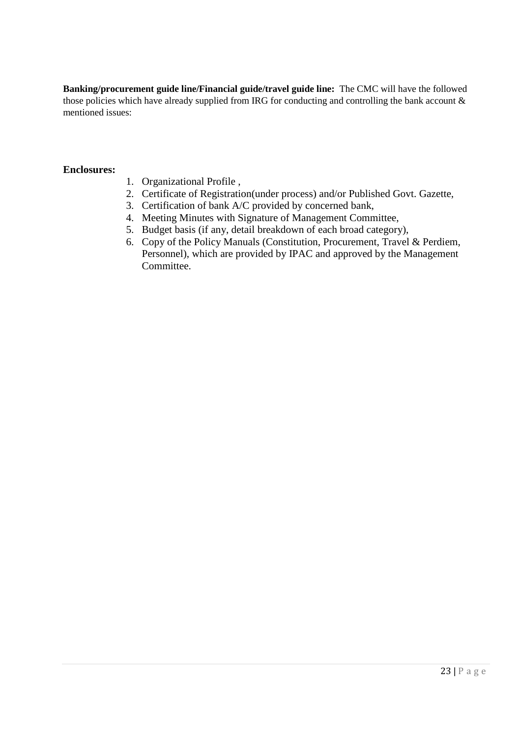**Banking/procurement guide line/Financial guide/travel guide line:** The CMC will have the followed those policies which have already supplied from IRG for conducting and controlling the bank account & mentioned issues:

**Enclosures:**

1. Organizational Profile ,
2. Certificate of Registration(under process) and/or Published Govt. Gazette,
3. Certification of bank A/C provided by concerned bank,
4. Meeting Minutes with Signature of Management Committee,
5. Budget basis (if any, detail breakdown of each broad category),
6. Copy of the Policy Manuals (Constitution, Procurement, Travel & Perdiem, Personnel), which are provided by IPAC and approved by the Management Committee.